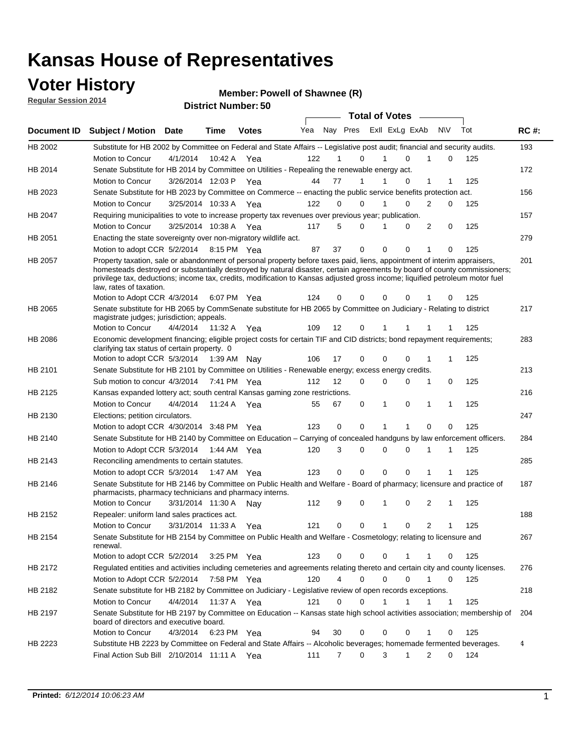# Kansas House of Representatives

## Voter History

**Regular Session 2014**

**Member: Powell of Shawnee (R)**

**District Number: 50**

| Document ID | Subject / Motion | Date | Time | Votes | Yea | Nay | Pres | ExII | ExLg | ExAb | N\V | Tot | RC #: |
|---|---|---|---|---|---|---|---|---|---|---|---|---|---|
| HB 2002 | Substitute for HB 2002 by Committee on Federal and State Affairs -- Legislative post audit; financial and security audits. | | | | | | | | | | | | 193 |
| | Motion to Concur | 4/1/2014 | 10:42 A | Yea | 122 | 1 | 0 | 1 | 0 | 1 | 0 | 125 | |
| HB 2014 | Senate Substitute for HB 2014 by Committee on Utilities - Repealing the renewable energy act. | | | | | | | | | | | | 172 |
| | Motion to Concur | 3/26/2014 | 12:03 P | Yea | 44 | 77 | 1 | 1 | 0 | 1 | 1 | 125 | |
| HB 2023 | Senate Substitute for HB 2023 by Committee on Commerce -- enacting the public service benefits protection act. | | | | | | | | | | | | 156 |
| | Motion to Concur | 3/25/2014 | 10:33 A | Yea | 122 | 0 | 0 | 1 | 0 | 2 | 0 | 125 | |
| HB 2047 | Requiring municipalities to vote to increase property tax revenues over previous year; publication. | | | | | | | | | | | | 157 |
| | Motion to Concur | 3/25/2014 | 10:38 A | Yea | 117 | 5 | 0 | 1 | 0 | 2 | 0 | 125 | |
| HB 2051 | Enacting the state sovereignty over non-migratory wildlife act. | | | | | | | | | | | | 279 |
| | Motion to adopt CCR | 5/2/2014 | 8:15 PM | Yea | 87 | 37 | 0 | 0 | 0 | 1 | 0 | 125 | |
| HB 2057 | Property taxation, sale or abandonment of personal property before taxes paid, liens, appointment of interim appraisers, homesteads destroyed or substantially destroyed by natural disaster, certain agreements by board of county commissioners; privilege tax, deductions; income tax, credits, modification to Kansas adjusted gross income; liquified petroleum motor fuel law, rates of taxation. | | | | | | | | | | | | 201 |
| | Motion to Adopt CCR | 4/3/2014 | 6:07 PM | Yea | 124 | 0 | 0 | 0 | 0 | 1 | 0 | 125 | |
| HB 2065 | Senate substitute for HB 2065 by CommSenate substitute for HB 2065 by Committee on Judiciary - Relating to district magistrate judges; jurisdiction; appeals. | | | | | | | | | | | | 217 |
| | Motion to Concur | 4/4/2014 | 11:32 A | Yea | 109 | 12 | 0 | 1 | 1 | 1 | 1 | 125 | |
| HB 2086 | Economic development financing; eligible project costs for certain TIF and CID districts; bond repayment requirements; clarifying tax status of certain property. 0 | | | | | | | | | | | | 283 |
| | Motion to adopt CCR | 5/3/2014 | 1:39 AM | Nay | 106 | 17 | 0 | 0 | 0 | 1 | 1 | 125 | |
| HB 2101 | Senate Substitute for HB 2101 by Committee on Utilities - Renewable energy; excess energy credits. | | | | | | | | | | | | 213 |
| | Sub motion to concur | 4/3/2014 | 7:41 PM | Yea | 112 | 12 | 0 | 0 | 0 | 1 | 0 | 125 | |
| HB 2125 | Kansas expanded lottery act; south central Kansas gaming zone restrictions. | | | | | | | | | | | | 216 |
| | Motion to Concur | 4/4/2014 | 11:24 A | Yea | 55 | 67 | 0 | 1 | 0 | 1 | 1 | 125 | |
| HB 2130 | Elections; petition circulators. | | | | | | | | | | | | 247 |
| | Motion to adopt CCR | 4/30/2014 | 3:48 PM | Yea | 123 | 0 | 0 | 1 | 1 | 0 | 0 | 125 | |
| HB 2140 | Senate Substitute for HB 2140 by Committee on Education – Carrying of concealed handguns by law enforcement officers. | | | | | | | | | | | | 284 |
| | Motion to Adopt CCR | 5/3/2014 | 1:44 AM | Yea | 120 | 3 | 0 | 0 | 0 | 1 | 1 | 125 | |
| HB 2143 | Reconciling amendments to certain statutes. | | | | | | | | | | | | 285 |
| | Motion to adopt CCR | 5/3/2014 | 1:47 AM | Yea | 123 | 0 | 0 | 0 | 0 | 1 | 1 | 125 | |
| HB 2146 | Senate Substitute for HB 2146 by Committee on Public Health and Welfare - Board of pharmacy; licensure and practice of pharmacists, pharmacy technicians and pharmacy interns. | | | | | | | | | | | | 187 |
| | Motion to Concur | 3/31/2014 | 11:30 A | Nay | 112 | 9 | 0 | 1 | 0 | 2 | 1 | 125 | |
| HB 2152 | Repealer: uniform land sales practices act. | | | | | | | | | | | | 188 |
| | Motion to Concur | 3/31/2014 | 11:33 A | Yea | 121 | 0 | 0 | 1 | 0 | 2 | 1 | 125 | |
| HB 2154 | Senate Substitute for HB 2154 by Committee on Public Health and Welfare - Cosmetology; relating to licensure and renewal. | | | | | | | | | | | | 267 |
| | Motion to adopt CCR | 5/2/2014 | 3:25 PM | Yea | 123 | 0 | 0 | 0 | 1 | 1 | 0 | 125 | |
| HB 2172 | Regulated entities and activities including cemeteries and agreements relating thereto and certain city and county licenses. | | | | | | | | | | | | 276 |
| | Motion to Adopt CCR | 5/2/2014 | 7:58 PM | Yea | 120 | 4 | 0 | 0 | 0 | 1 | 0 | 125 | |
| HB 2182 | Senate substitute for HB 2182 by Committee on Judiciary - Legislative review of open records exceptions. | | | | | | | | | | | | 218 |
| | Motion to Concur | 4/4/2014 | 11:37 A | Yea | 121 | 0 | 0 | 1 | 1 | 1 | 1 | 125 | |
| HB 2197 | Senate Substitute for HB 2197 by Committee on Education -- Kansas state high school activities association; membership of board of directors and executive board. | | | | | | | | | | | | 204 |
| | Motion to Concur | 4/3/2014 | 6:23 PM | Yea | 94 | 30 | 0 | 0 | 0 | 1 | 0 | 125 | |
| HB 2223 | Substitute HB 2223 by Committee on Federal and State Affairs -- Alcoholic beverages; homemade fermented beverages. | | | | | | | | | | | | 4 |
| | Final Action Sub Bill | 2/10/2014 | 11:11 A | Yea | 111 | 7 | 0 | 3 | 1 | 2 | 0 | 124 | |

**Printed:** *6/12/2014 10:06:23 AM*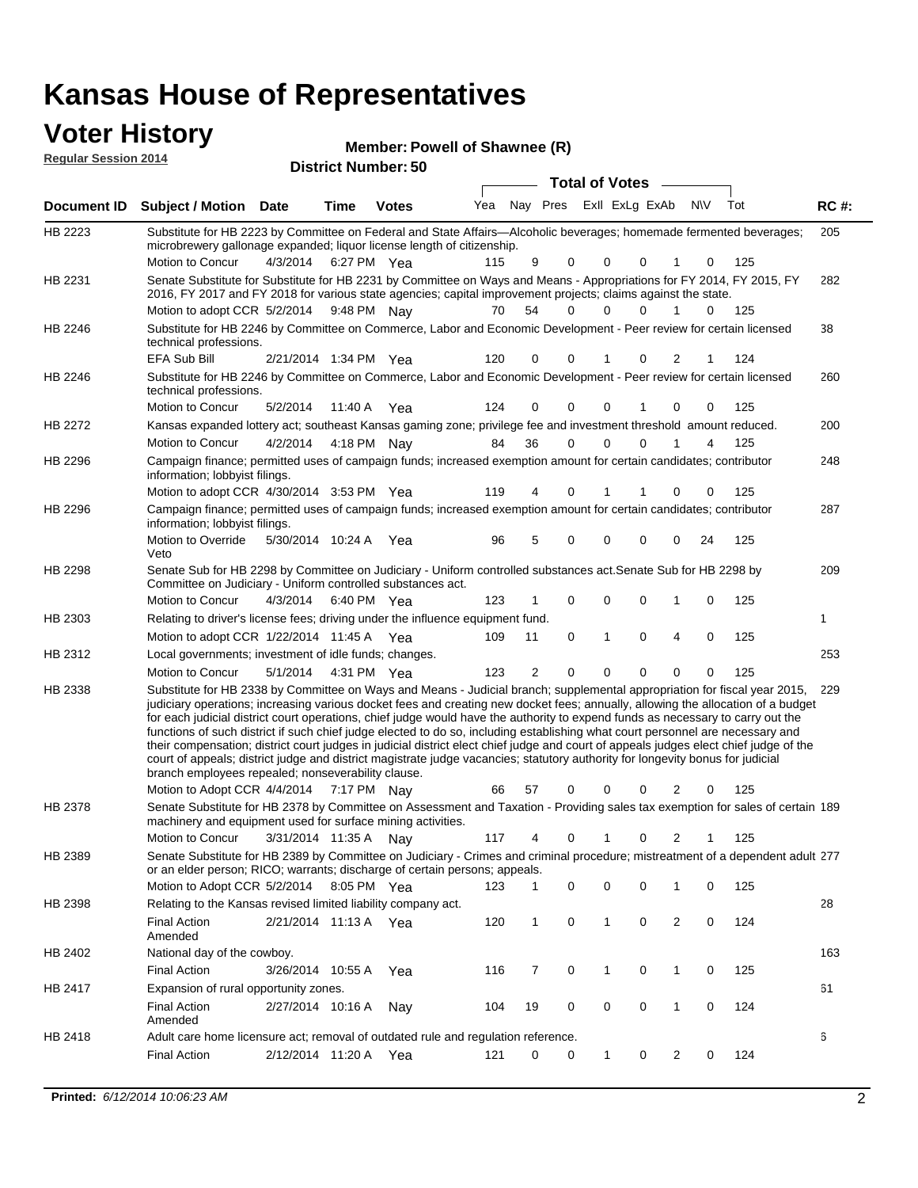# Kansas House of Representatives

## Voter History

**Regular Session 2014**

**Member: Powell of Shawnee (R)**

**District Number: 50**

| Document ID | Subject / Motion | Date | Time | Votes | Yea | Nay | Pres | ExII | ExLg | ExAb | N\V | Tot | RC #: |
|---|---|---|---|---|---|---|---|---|---|---|---|---|---|
| HB 2223 | Substitute for HB 2223 by Committee on Federal and State Affairs—Alcoholic beverages; homemade fermented beverages; microbrewery gallonage expanded; liquor license length of citizenship. | | | | | | | | | | | | 205 |
| | Motion to Concur | 4/3/2014 | 6:27 PM | Yea | 115 | 9 | 0 | 0 | 0 | 1 | 0 | 125 | |
| HB 2231 | Senate Substitute for Substitute for HB 2231 by Committee on Ways and Means - Appropriations for FY 2014, FY 2015, FY 2016, FY 2017 and FY 2018 for various state agencies; capital improvement projects; claims against the state. | | | | | | | | | | | | 282 |
| | Motion to adopt CCR | 5/2/2014 | 9:48 PM | Nay | 70 | 54 | 0 | 0 | 0 | 1 | 0 | 125 | |
| HB 2246 | Substitute for HB 2246 by Committee on Commerce, Labor and Economic Development - Peer review for certain licensed technical professions. | | | | | | | | | | | | 38 |
| | EFA Sub Bill | 2/21/2014 | 1:34 PM | Yea | 120 | 0 | 0 | 1 | 0 | 2 | 1 | 124 | |
| HB 2246 | Substitute for HB 2246 by Committee on Commerce, Labor and Economic Development - Peer review for certain licensed technical professions. | | | | | | | | | | | | 260 |
| | Motion to Concur | 5/2/2014 | 11:40 A | Yea | 124 | 0 | 0 | 0 | 1 | 0 | 0 | 125 | |
| HB 2272 | Kansas expanded lottery act; southeast Kansas gaming zone; privilege fee and investment threshold amount reduced. | | | | | | | | | | | | 200 |
| | Motion to Concur | 4/2/2014 | 4:18 PM | Nay | 84 | 36 | 0 | 0 | 0 | 1 | 4 | 125 | |
| HB 2296 | Campaign finance; permitted uses of campaign funds; increased exemption amount for certain candidates; contributor information; lobbyist filings. | | | | | | | | | | | | 248 |
| | Motion to adopt CCR | 4/30/2014 | 3:53 PM | Yea | 119 | 4 | 0 | 1 | 1 | 0 | 0 | 125 | |
| HB 2296 | Campaign finance; permitted uses of campaign funds; increased exemption amount for certain candidates; contributor information; lobbyist filings. | | | | | | | | | | | | 287 |
| | Motion to Override Veto | 5/30/2014 | 10:24 A | Yea | 96 | 5 | 0 | 0 | 0 | 0 | 24 | 125 | |
| HB 2298 | Senate Sub for HB 2298 by Committee on Judiciary - Uniform controlled substances act.Senate Sub for HB 2298 by Committee on Judiciary - Uniform controlled substances act. | | | | | | | | | | | | 209 |
| | Motion to Concur | 4/3/2014 | 6:40 PM | Yea | 123 | 1 | 0 | 0 | 0 | 1 | 0 | 125 | |
| HB 2303 | Relating to driver's license fees; driving under the influence equipment fund. | | | | | | | | | | | | 1 |
| | Motion to adopt CCR | 1/22/2014 | 11:45 A | Yea | 109 | 11 | 0 | 1 | 0 | 4 | 0 | 125 | |
| HB 2312 | Local governments; investment of idle funds; changes. | | | | | | | | | | | | 253 |
| | Motion to Concur | 5/1/2014 | 4:31 PM | Yea | 123 | 2 | 0 | 0 | 0 | 0 | 0 | 125 | |
| HB 2338 | Substitute for HB 2338 by Committee on Ways and Means - Judicial branch; supplemental appropriation for fiscal year 2015, judiciary operations; increasing various docket fees and creating new docket fees; annually, allowing the allocation of a budget for each judicial district court operations, chief judge would have the authority to expend funds as necessary to carry out the functions of such district if such chief judge elected to do so, including establishing what court personnel are necessary and their compensation; district court judges in judicial district elect chief judge and court of appeals judges elect chief judge of the court of appeals; district judge and district magistrate judge vacancies; statutory authority for longevity bonus for judicial branch employees repealed; nonseverability clause. | | | | | | | | | | | | 229 |
| | Motion to Adopt CCR | 4/4/2014 | 7:17 PM | Nay | 66 | 57 | 0 | 0 | 0 | 2 | 0 | 125 | |
| HB 2378 | Senate Substitute for HB 2378 by Committee on Assessment and Taxation - Providing sales tax exemption for sales of certain machinery and equipment used for surface mining activities. | | | | | | | | | | | | 189 |
| | Motion to Concur | 3/31/2014 | 11:35 A | Nay | 117 | 4 | 0 | 1 | 0 | 2 | 1 | 125 | |
| HB 2389 | Senate Substitute for HB 2389 by Committee on Judiciary - Crimes and criminal procedure; mistreatment of a dependent adult or an elder person; RICO; warrants; discharge of certain persons; appeals. | | | | | | | | | | | | 277 |
| | Motion to Adopt CCR | 5/2/2014 | 8:05 PM | Yea | 123 | 1 | 0 | 0 | 0 | 1 | 0 | 125 | |
| HB 2398 | Relating to the Kansas revised limited liability company act. | | | | | | | | | | | | 28 |
| | Final Action Amended | 2/21/2014 | 11:13 A | Yea | 120 | 1 | 0 | 1 | 0 | 2 | 0 | 124 | |
| HB 2402 | National day of the cowboy. | | | | | | | | | | | | 163 |
| | Final Action | 3/26/2014 | 10:55 A | Yea | 116 | 7 | 0 | 1 | 0 | 1 | 0 | 125 | |
| HB 2417 | Expansion of rural opportunity zones. | | | | | | | | | | | | 61 |
| | Final Action Amended | 2/27/2014 | 10:16 A | Nay | 104 | 19 | 0 | 0 | 0 | 1 | 0 | 124 | |
| HB 2418 | Adult care home licensure act; removal of outdated rule and regulation reference. | | | | | | | | | | | | 6 |
| | Final Action | 2/12/2014 | 11:20 A | Yea | 121 | 0 | 0 | 1 | 0 | 2 | 0 | 124 | |

**Printed:** *6/12/2014 10:06:23 AM*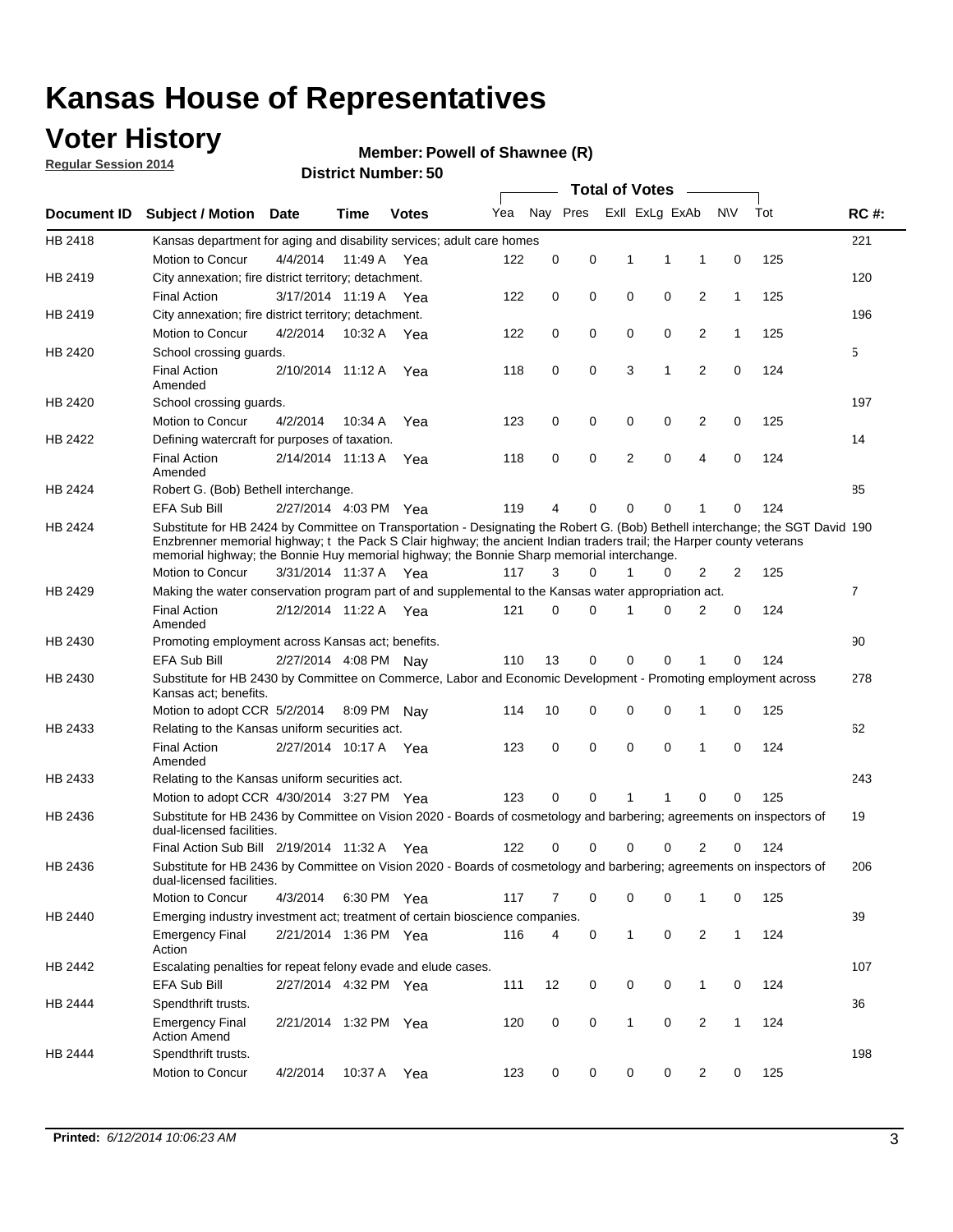# Kansas House of Representatives

## Voter History

**Regular Session 2014**

**Member: Powell of Shawnee (R)**

**District Number: 50**

| Document ID | Subject / Motion | Date | Time | Votes | Yea | Nay | Pres | ExII | ExLg | ExAb | N\V | Tot | RC #: |
|---|---|---|---|---|---|---|---|---|---|---|---|---|---|
| HB 2418 | Kansas department for aging and disability services; adult care homes | | | | | | | | | | | | 221 |
| | Motion to Concur | 4/4/2014 | 11:49 A | Yea | 122 | 0 | 0 | 1 | 1 | 1 | 0 | 125 | |
| HB 2419 | City annexation; fire district territory; detachment. | | | | | | | | | | | | 120 |
| | Final Action | 3/17/2014 | 11:19 A | Yea | 122 | 0 | 0 | 0 | 0 | 2 | 1 | 125 | |
| HB 2419 | City annexation; fire district territory; detachment. | | | | | | | | | | | | 196 |
| | Motion to Concur | 4/2/2014 | 10:32 A | Yea | 122 | 0 | 0 | 0 | 0 | 2 | 1 | 125 | |
| HB 2420 | School crossing guards. | | | | | | | | | | | | 5 |
| | Final Action Amended | 2/10/2014 | 11:12 A | Yea | 118 | 0 | 0 | 3 | 1 | 2 | 0 | 124 | |
| HB 2420 | School crossing guards. | | | | | | | | | | | | 197 |
| | Motion to Concur | 4/2/2014 | 10:34 A | Yea | 123 | 0 | 0 | 0 | 0 | 2 | 0 | 125 | |
| HB 2422 | Defining watercraft for purposes of taxation. | | | | | | | | | | | | 14 |
| | Final Action Amended | 2/14/2014 | 11:13 A | Yea | 118 | 0 | 0 | 2 | 0 | 4 | 0 | 124 | |
| HB 2424 | Robert G. (Bob) Bethell interchange. | | | | | | | | | | | | 85 |
| | EFA Sub Bill | 2/27/2014 | 4:03 PM | Yea | 119 | 4 | 0 | 0 | 0 | 1 | 0 | 124 | |
| HB 2424 | Substitute for HB 2424 by Committee on Transportation - Designating the Robert G. (Bob) Bethell interchange; the SGT David Enzbrenner memorial highway; t the Pack S Clair highway; the ancient Indian traders trail; the Harper county veterans memorial highway; the Bonnie Huy memorial highway; the Bonnie Sharp memorial interchange. | | | | | | | | | | | | 190 |
| | Motion to Concur | 3/31/2014 | 11:37 A | Yea | 117 | 3 | 0 | 1 | 0 | 2 | 2 | 125 | |
| HB 2429 | Making the water conservation program part of and supplemental to the Kansas water appropriation act. | | | | | | | | | | | | 7 |
| | Final Action Amended | 2/12/2014 | 11:22 A | Yea | 121 | 0 | 0 | 1 | 0 | 2 | 0 | 124 | |
| HB 2430 | Promoting employment across Kansas act; benefits. | | | | | | | | | | | | 90 |
| | EFA Sub Bill | 2/27/2014 | 4:08 PM | Nay | 110 | 13 | 0 | 0 | 0 | 1 | 0 | 124 | |
| HB 2430 | Substitute for HB 2430 by Committee on Commerce, Labor and Economic Development - Promoting employment across Kansas act; benefits. | | | | | | | | | | | | 278 |
| | Motion to adopt CCR | 5/2/2014 | 8:09 PM | Nay | 114 | 10 | 0 | 0 | 0 | 1 | 0 | 125 | |
| HB 2433 | Relating to the Kansas uniform securities act. | | | | | | | | | | | | 62 |
| | Final Action Amended | 2/27/2014 | 10:17 A | Yea | 123 | 0 | 0 | 0 | 0 | 1 | 0 | 124 | |
| HB 2433 | Relating to the Kansas uniform securities act. | | | | | | | | | | | | 243 |
| | Motion to adopt CCR | 4/30/2014 | 3:27 PM | Yea | 123 | 0 | 0 | 1 | 1 | 0 | 0 | 125 | |
| HB 2436 | Substitute for HB 2436 by Committee on Vision 2020 - Boards of cosmetology and barbering; agreements on inspectors of dual-licensed facilities. | | | | | | | | | | | | 19 |
| | Final Action Sub Bill | 2/19/2014 | 11:32 A | Yea | 122 | 0 | 0 | 0 | 0 | 2 | 0 | 124 | |
| HB 2436 | Substitute for HB 2436 by Committee on Vision 2020 - Boards of cosmetology and barbering; agreements on inspectors of dual-licensed facilities. | | | | | | | | | | | | 206 |
| | Motion to Concur | 4/3/2014 | 6:30 PM | Yea | 117 | 7 | 0 | 0 | 0 | 1 | 0 | 125 | |
| HB 2440 | Emerging industry investment act; treatment of certain bioscience companies. | | | | | | | | | | | | 39 |
| | Emergency Final Action | 2/21/2014 | 1:36 PM | Yea | 116 | 4 | 0 | 1 | 0 | 2 | 1 | 124 | |
| HB 2442 | Escalating penalties for repeat felony evade and elude cases. | | | | | | | | | | | | 107 |
| | EFA Sub Bill | 2/27/2014 | 4:32 PM | Yea | 111 | 12 | 0 | 0 | 0 | 1 | 0 | 124 | |
| HB 2444 | Spendthrift trusts. | | | | | | | | | | | | 36 |
| | Emergency Final Action Amend | 2/21/2014 | 1:32 PM | Yea | 120 | 0 | 0 | 1 | 0 | 2 | 1 | 124 | |
| HB 2444 | Spendthrift trusts. | | | | | | | | | | | | 198 |
| | Motion to Concur | 4/2/2014 | 10:37 A | Yea | 123 | 0 | 0 | 0 | 0 | 2 | 0 | 125 | |

**Printed:** *6/12/2014 10:06:23 AM*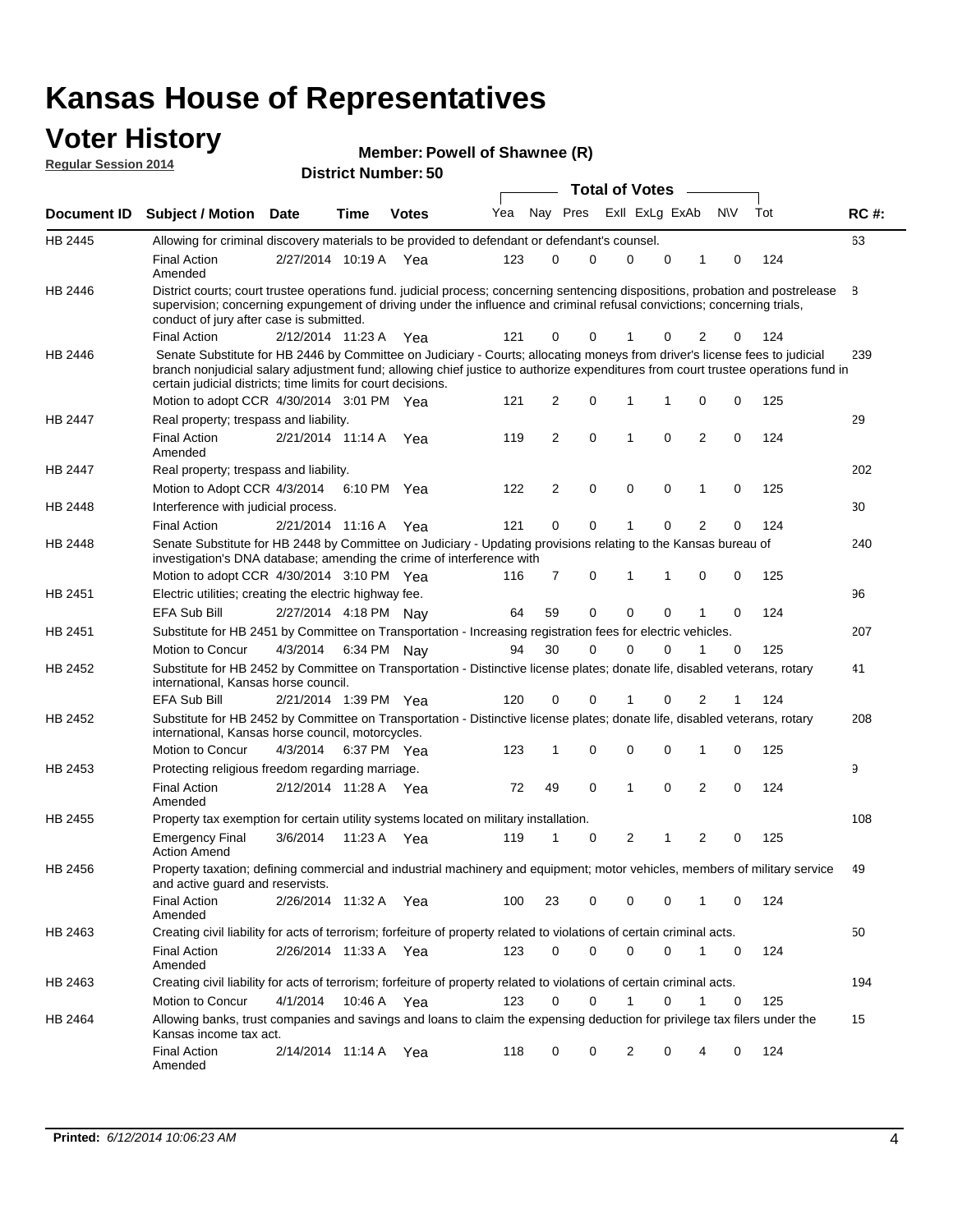# Kansas House of Representatives

## Voter History

**Regular Session 2014**

**Member: Powell of Shawnee (R)**

**District Number: 50**

| Document ID | Subject / Motion | Date | Time | Votes | Yea | Nay | Pres | ExII | ExLg | ExAb | N\V | Tot | RC #: |
|---|---|---|---|---|---|---|---|---|---|---|---|---|---|
| HB 2445 | Allowing for criminal discovery materials to be provided to defendant or defendant's counsel. | | | | | | | | | | | | 63 |
| | Final Action Amended | 2/27/2014 | 10:19 A | Yea | 123 | 0 | 0 | 0 | 0 | 1 | 0 | 124 | |
| HB 2446 | District courts; court trustee operations fund. judicial process; concerning sentencing dispositions, probation and postrelease supervision; concerning expungement of driving under the influence and criminal refusal convictions; concerning trials, conduct of jury after case is submitted. | | | | | | | | | | | | 8 |
| | Final Action | 2/12/2014 | 11:23 A | Yea | 121 | 0 | 0 | 1 | 0 | 2 | 0 | 124 | |
| HB 2446 | Senate Substitute for HB 2446 by Committee on Judiciary - Courts; allocating moneys from driver's license fees to judicial branch nonjudicial salary adjustment fund; allowing chief justice to authorize expenditures from court trustee operations fund in certain judicial districts; time limits for court decisions. | | | | | | | | | | | | 239 |
| | Motion to adopt CCR | 4/30/2014 | 3:01 PM | Yea | 121 | 2 | 0 | 1 | 1 | 0 | 0 | 125 | |
| HB 2447 | Real property; trespass and liability. | | | | | | | | | | | | 29 |
| | Final Action Amended | 2/21/2014 | 11:14 A | Yea | 119 | 2 | 0 | 1 | 0 | 2 | 0 | 124 | |
| HB 2447 | Real property; trespass and liability. | | | | | | | | | | | | 202 |
| | Motion to Adopt CCR | 4/3/2014 | 6:10 PM | Yea | 122 | 2 | 0 | 0 | 0 | 1 | 0 | 125 | |
| HB 2448 | Interference with judicial process. | | | | | | | | | | | | 30 |
| | Final Action | 2/21/2014 | 11:16 A | Yea | 121 | 0 | 0 | 1 | 0 | 2 | 0 | 124 | |
| HB 2448 | Senate Substitute for HB 2448 by Committee on Judiciary - Updating provisions relating to the Kansas bureau of investigation's DNA database; amending the crime of interference with | | | | | | | | | | | | 240 |
| | Motion to adopt CCR | 4/30/2014 | 3:10 PM | Yea | 116 | 7 | 0 | 1 | 1 | 0 | 0 | 125 | |
| HB 2451 | Electric utilities; creating the electric highway fee. | | | | | | | | | | | | 96 |
| | EFA Sub Bill | 2/27/2014 | 4:18 PM | Nay | 64 | 59 | 0 | 0 | 0 | 1 | 0 | 124 | |
| HB 2451 | Substitute for HB 2451 by Committee on Transportation - Increasing registration fees for electric vehicles. | | | | | | | | | | | | 207 |
| | Motion to Concur | 4/3/2014 | 6:34 PM | Nay | 94 | 30 | 0 | 0 | 0 | 1 | 0 | 125 | |
| HB 2452 | Substitute for HB 2452 by Committee on Transportation - Distinctive license plates; donate life, disabled veterans, rotary international, Kansas horse council. | | | | | | | | | | | | 41 |
| | EFA Sub Bill | 2/21/2014 | 1:39 PM | Yea | 120 | 0 | 0 | 1 | 0 | 2 | 1 | 124 | |
| HB 2452 | Substitute for HB 2452 by Committee on Transportation - Distinctive license plates; donate life, disabled veterans, rotary international, Kansas horse council, motorcycles. | | | | | | | | | | | | 208 |
| | Motion to Concur | 4/3/2014 | 6:37 PM | Yea | 123 | 1 | 0 | 0 | 0 | 1 | 0 | 125 | |
| HB 2453 | Protecting religious freedom regarding marriage. | | | | | | | | | | | | 9 |
| | Final Action Amended | 2/12/2014 | 11:28 A | Yea | 72 | 49 | 0 | 1 | 0 | 2 | 0 | 124 | |
| HB 2455 | Property tax exemption for certain utility systems located on military installation. | | | | | | | | | | | | 108 |
| | Emergency Final Action Amend | 3/6/2014 | 11:23 A | Yea | 119 | 1 | 0 | 2 | 1 | 2 | 0 | 125 | |
| HB 2456 | Property taxation; defining commercial and industrial machinery and equipment; motor vehicles, members of military service and active guard and reservists. | | | | | | | | | | | | 49 |
| | Final Action Amended | 2/26/2014 | 11:32 A | Yea | 100 | 23 | 0 | 0 | 0 | 1 | 0 | 124 | |
| HB 2463 | Creating civil liability for acts of terrorism; forfeiture of property related to violations of certain criminal acts. | | | | | | | | | | | | 50 |
| | Final Action Amended | 2/26/2014 | 11:33 A | Yea | 123 | 0 | 0 | 0 | 0 | 1 | 0 | 124 | |
| HB 2463 | Creating civil liability for acts of terrorism; forfeiture of property related to violations of certain criminal acts. | | | | | | | | | | | | 194 |
| | Motion to Concur | 4/1/2014 | 10:46 A | Yea | 123 | 0 | 0 | 1 | 0 | 1 | 0 | 125 | |
| HB 2464 | Allowing banks, trust companies and savings and loans to claim the expensing deduction for privilege tax filers under the Kansas income tax act. | | | | | | | | | | | | 15 |
| | Final Action Amended | 2/14/2014 | 11:14 A | Yea | 118 | 0 | 0 | 2 | 0 | 4 | 0 | 124 | |

**Printed:** *6/12/2014 10:06:23 AM*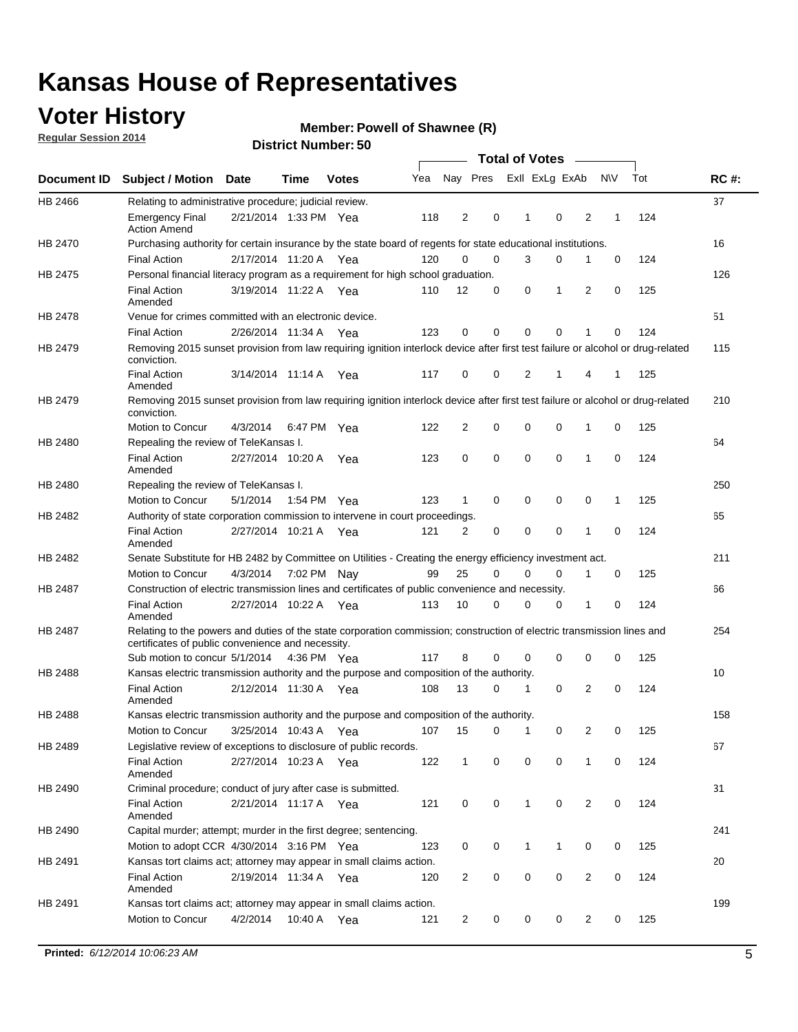# Kansas House of Representatives

## Voter History

**Regular Session 2014**

**Member: Powell of Shawnee (R)**

**District Number: 50**

| Document ID | Subject / Motion | Date | Time | Votes | Yea | Nay | Pres | ExII | ExLg | ExAb | N\V | Tot | RC #: |
|---|---|---|---|---|---|---|---|---|---|---|---|---|---|
| HB 2466 | Relating to administrative procedure; judicial review. | | | | | | | | | | | | 37 |
| | Emergency Final Action Amend | 2/21/2014 | 1:33 PM | Yea | 118 | 2 | 0 | 1 | 0 | 2 | 1 | 124 | |
| HB 2470 | Purchasing authority for certain insurance by the state board of regents for state educational institutions. | | | | | | | | | | | | 16 |
| | Final Action | 2/17/2014 | 11:20 A | Yea | 120 | 0 | 0 | 3 | 0 | 1 | 0 | 124 | |
| HB 2475 | Personal financial literacy program as a requirement for high school graduation. | | | | | | | | | | | | 126 |
| | Final Action Amended | 3/19/2014 | 11:22 A | Yea | 110 | 12 | 0 | 0 | 1 | 2 | 0 | 125 | |
| HB 2478 | Venue for crimes committed with an electronic device. | | | | | | | | | | | | 51 |
| | Final Action | 2/26/2014 | 11:34 A | Yea | 123 | 0 | 0 | 0 | 0 | 1 | 0 | 124 | |
| HB 2479 | Removing 2015 sunset provision from law requiring ignition interlock device after first test failure or alcohol or drug-related conviction. | | | | | | | | | | | | 115 |
| | Final Action Amended | 3/14/2014 | 11:14 A | Yea | 117 | 0 | 0 | 2 | 1 | 4 | 1 | 125 | |
| HB 2479 | Removing 2015 sunset provision from law requiring ignition interlock device after first test failure or alcohol or drug-related conviction. | | | | | | | | | | | | 210 |
| | Motion to Concur | 4/3/2014 | 6:47 PM | Yea | 122 | 2 | 0 | 0 | 0 | 1 | 0 | 125 | |
| HB 2480 | Repealing the review of TeleKansas I. | | | | | | | | | | | | 64 |
| | Final Action Amended | 2/27/2014 | 10:20 A | Yea | 123 | 0 | 0 | 0 | 0 | 1 | 0 | 124 | |
| HB 2480 | Repealing the review of TeleKansas I. | | | | | | | | | | | | 250 |
| | Motion to Concur | 5/1/2014 | 1:54 PM | Yea | 123 | 1 | 0 | 0 | 0 | 0 | 1 | 125 | |
| HB 2482 | Authority of state corporation commission to intervene in court proceedings. | | | | | | | | | | | | 65 |
| | Final Action Amended | 2/27/2014 | 10:21 A | Yea | 121 | 2 | 0 | 0 | 0 | 1 | 0 | 124 | |
| HB 2482 | Senate Substitute for HB 2482 by Committee on Utilities - Creating the energy efficiency investment act. | | | | | | | | | | | | 211 |
| | Motion to Concur | 4/3/2014 | 7:02 PM | Nay | 99 | 25 | 0 | 0 | 0 | 1 | 0 | 125 | |
| HB 2487 | Construction of electric transmission lines and certificates of public convenience and necessity. | | | | | | | | | | | | 66 |
| | Final Action Amended | 2/27/2014 | 10:22 A | Yea | 113 | 10 | 0 | 0 | 0 | 1 | 0 | 124 | |
| HB 2487 | Relating to the powers and duties of the state corporation commission; construction of electric transmission lines and certificates of public convenience and necessity. | | | | | | | | | | | | 254 |
| | Sub motion to concur | 5/1/2014 | 4:36 PM | Yea | 117 | 8 | 0 | 0 | 0 | 0 | 0 | 125 | |
| HB 2488 | Kansas electric transmission authority and the purpose and composition of the authority. | | | | | | | | | | | | 10 |
| | Final Action Amended | 2/12/2014 | 11:30 A | Yea | 108 | 13 | 0 | 1 | 0 | 2 | 0 | 124 | |
| HB 2488 | Kansas electric transmission authority and the purpose and composition of the authority. | | | | | | | | | | | | 158 |
| | Motion to Concur | 3/25/2014 | 10:43 A | Yea | 107 | 15 | 0 | 1 | 0 | 2 | 0 | 125 | |
| HB 2489 | Legislative review of exceptions to disclosure of public records. | | | | | | | | | | | | 67 |
| | Final Action Amended | 2/27/2014 | 10:23 A | Yea | 122 | 1 | 0 | 0 | 0 | 1 | 0 | 124 | |
| HB 2490 | Criminal procedure; conduct of jury after case is submitted. | | | | | | | | | | | | 31 |
| | Final Action Amended | 2/21/2014 | 11:17 A | Yea | 121 | 0 | 0 | 1 | 0 | 2 | 0 | 124 | |
| HB 2490 | Capital murder; attempt; murder in the first degree; sentencing. | | | | | | | | | | | | 241 |
| | Motion to adopt CCR | 4/30/2014 | 3:16 PM | Yea | 123 | 0 | 0 | 1 | 1 | 0 | 0 | 125 | |
| HB 2491 | Kansas tort claims act; attorney may appear in small claims action. | | | | | | | | | | | | 20 |
| | Final Action Amended | 2/19/2014 | 11:34 A | Yea | 120 | 2 | 0 | 0 | 0 | 2 | 0 | 124 | |
| HB 2491 | Kansas tort claims act; attorney may appear in small claims action. | | | | | | | | | | | | 199 |
| | Motion to Concur | 4/2/2014 | 10:40 A | Yea | 121 | 2 | 0 | 0 | 0 | 2 | 0 | 125 | |

**Printed:** *6/12/2014 10:06:23 AM*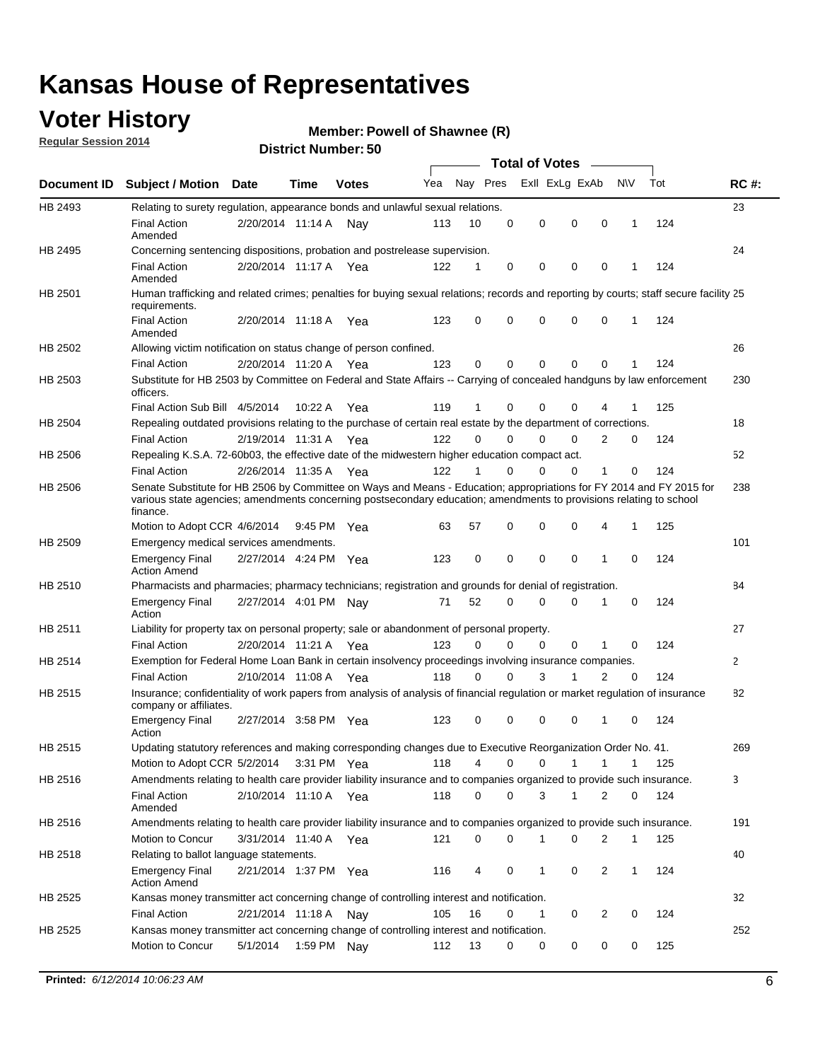# Kansas House of Representatives

## Voter History

**Regular Session 2014**

**Member: Powell of Shawnee (R)**

**District Number: 50**

| Document ID | Subject / Motion | Date | Time | Votes | Yea | Nay | Pres | ExII | ExLg | ExAb | N\V | Tot | RC #: |
|---|---|---|---|---|---|---|---|---|---|---|---|---|---|
| HB 2493 | Relating to surety regulation, appearance bonds and unlawful sexual relations. | | | | | | | | | | | | 23 |
| | Final Action Amended | 2/20/2014 | 11:14 A | Nay | 113 | 10 | 0 | 0 | 0 | 0 | 1 | 124 | |
| HB 2495 | Concerning sentencing dispositions, probation and postrelease supervision. | | | | | | | | | | | | 24 |
| | Final Action Amended | 2/20/2014 | 11:17 A | Yea | 122 | 1 | 0 | 0 | 0 | 0 | 1 | 124 | |
| HB 2501 | Human trafficking and related crimes; penalties for buying sexual relations; records and reporting by courts; staff secure facility requirements. | | | | | | | | | | | | 25 |
| | Final Action Amended | 2/20/2014 | 11:18 A | Yea | 123 | 0 | 0 | 0 | 0 | 0 | 1 | 124 | |
| HB 2502 | Allowing victim notification on status change of person confined. | | | | | | | | | | | | 26 |
| | Final Action | 2/20/2014 | 11:20 A | Yea | 123 | 0 | 0 | 0 | 0 | 0 | 1 | 124 | |
| HB 2503 | Substitute for HB 2503 by Committee on Federal and State Affairs -- Carrying of concealed handguns by law enforcement officers. | | | | | | | | | | | | 230 |
| | Final Action Sub Bill | 4/5/2014 | 10:22 A | Yea | 119 | 1 | 0 | 0 | 0 | 4 | 1 | 125 | |
| HB 2504 | Repealing outdated provisions relating to the purchase of certain real estate by the department of corrections. | | | | | | | | | | | | 18 |
| | Final Action | 2/19/2014 | 11:31 A | Yea | 122 | 0 | 0 | 0 | 0 | 2 | 0 | 124 | |
| HB 2506 | Repealing K.S.A. 72-60b03, the effective date of the midwestern higher education compact act. | | | | | | | | | | | | 52 |
| | Final Action | 2/26/2014 | 11:35 A | Yea | 122 | 1 | 0 | 0 | 0 | 1 | 0 | 124 | |
| HB 2506 | Senate Substitute for HB 2506 by Committee on Ways and Means - Education; appropriations for FY 2014 and FY 2015 for various state agencies; amendments concerning postsecondary education; amendments to provisions relating to school finance. | | | | | | | | | | | | 238 |
| | Motion to Adopt CCR | 4/6/2014 | 9:45 PM | Yea | 63 | 57 | 0 | 0 | 0 | 4 | 1 | 125 | |
| HB 2509 | Emergency medical services amendments. | | | | | | | | | | | | 101 |
| | Emergency Final Action Amend | 2/27/2014 | 4:24 PM | Yea | 123 | 0 | 0 | 0 | 0 | 1 | 0 | 124 | |
| HB 2510 | Pharmacists and pharmacies; pharmacy technicians; registration and grounds for denial of registration. | | | | | | | | | | | | 84 |
| | Emergency Final Action | 2/27/2014 | 4:01 PM | Nay | 71 | 52 | 0 | 0 | 0 | 1 | 0 | 124 | |
| HB 2511 | Liability for property tax on personal property; sale or abandonment of personal property. | | | | | | | | | | | | 27 |
| | Final Action | 2/20/2014 | 11:21 A | Yea | 123 | 0 | 0 | 0 | 0 | 1 | 0 | 124 | |
| HB 2514 | Exemption for Federal Home Loan Bank in certain insolvency proceedings involving insurance companies. | | | | | | | | | | | | 2 |
| | Final Action | 2/10/2014 | 11:08 A | Yea | 118 | 0 | 0 | 3 | 1 | 2 | 0 | 124 | |
| HB 2515 | Insurance; confidentiality of work papers from analysis of analysis of financial regulation or market regulation of insurance company or affiliates. | | | | | | | | | | | | 82 |
| | Emergency Final Action | 2/27/2014 | 3:58 PM | Yea | 123 | 0 | 0 | 0 | 0 | 1 | 0 | 124 | |
| HB 2515 | Updating statutory references and making corresponding changes due to Executive Reorganization Order No. 41. | | | | | | | | | | | | 269 |
| | Motion to Adopt CCR | 5/2/2014 | 3:31 PM | Yea | 118 | 4 | 0 | 0 | 1 | 1 | 1 | 125 | |
| HB 2516 | Amendments relating to health care provider liability insurance and to companies organized to provide such insurance. | | | | | | | | | | | | 3 |
| | Final Action Amended | 2/10/2014 | 11:10 A | Yea | 118 | 0 | 0 | 3 | 1 | 2 | 0 | 124 | |
| HB 2516 | Amendments relating to health care provider liability insurance and to companies organized to provide such insurance. | | | | | | | | | | | | 191 |
| | Motion to Concur | 3/31/2014 | 11:40 A | Yea | 121 | 0 | 0 | 1 | 0 | 2 | 1 | 125 | |
| HB 2518 | Relating to ballot language statements. | | | | | | | | | | | | 40 |
| | Emergency Final Action Amend | 2/21/2014 | 1:37 PM | Yea | 116 | 4 | 0 | 1 | 0 | 2 | 1 | 124 | |
| HB 2525 | Kansas money transmitter act concerning change of controlling interest and notification. | | | | | | | | | | | | 32 |
| | Final Action | 2/21/2014 | 11:18 A | Nay | 105 | 16 | 0 | 1 | 0 | 2 | 0 | 124 | |
| HB 2525 | Kansas money transmitter act concerning change of controlling interest and notification. | | | | | | | | | | | | 252 |
| | Motion to Concur | 5/1/2014 | 1:59 PM | Nay | 112 | 13 | 0 | 0 | 0 | 0 | 0 | 125 | |

**Printed:** *6/12/2014 10:06:23 AM*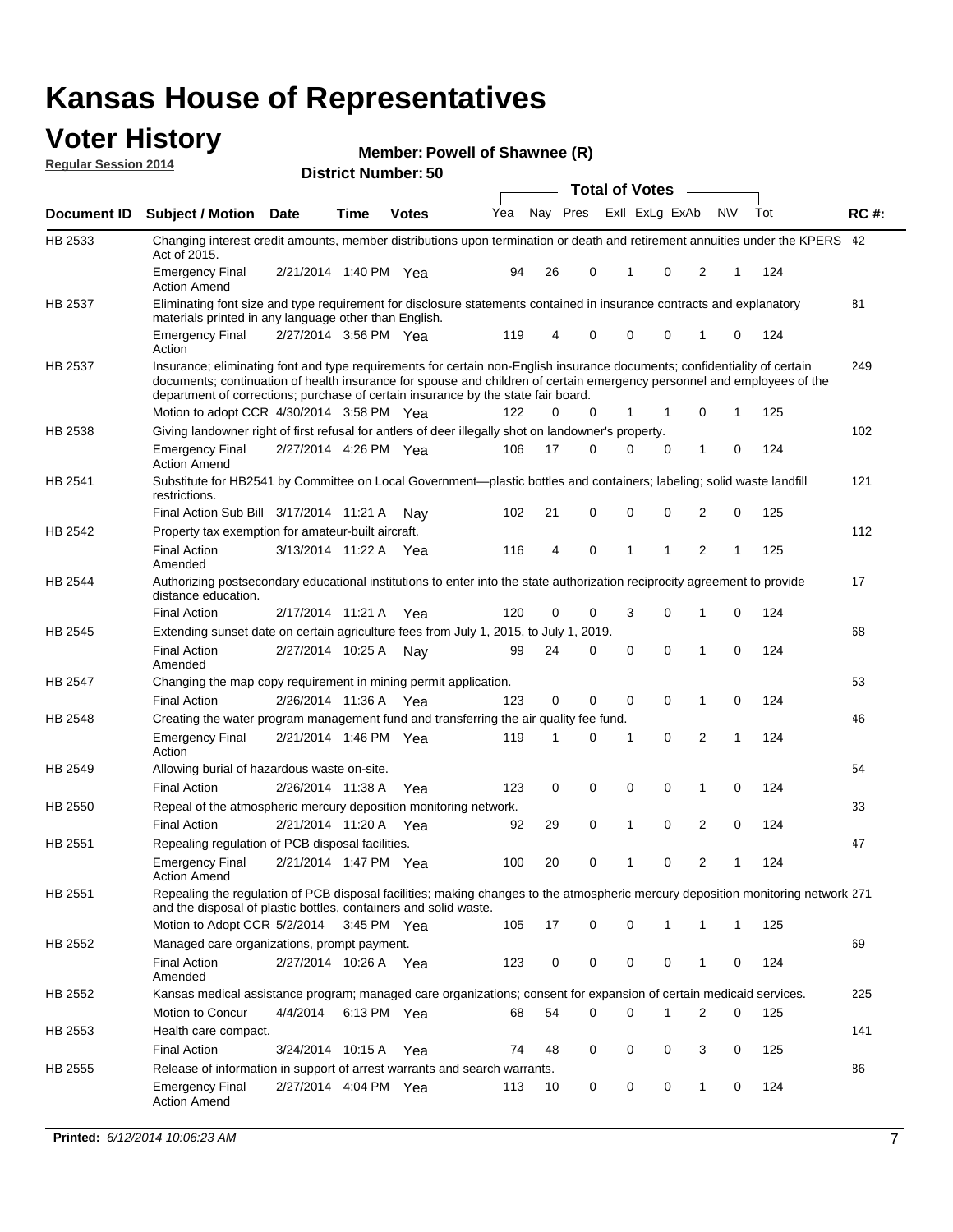# Kansas House of Representatives

## Voter History

**Regular Session 2014**

**Member: Powell of Shawnee (R)**

**District Number: 50**

| Document ID | Subject / Motion | Date | Time | Votes | Yea | Nay | Pres | ExlI | ExLg | ExAb | N\V | Tot | RC #: |
|---|---|---|---|---|---|---|---|---|---|---|---|---|---|
| HB 2533 | Changing interest credit amounts, member distributions upon termination or death and retirement annuities under the KPERS Act of 2015. | | | | | | | | | | | | 42 |
| | Emergency Final Action Amend | 2/21/2014 | 1:40 PM | Yea | 94 | 26 | 0 | 1 | 0 | 2 | 1 | 124 | |
| HB 2537 | Eliminating font size and type requirement for disclosure statements contained in insurance contracts and explanatory materials printed in any language other than English. | | | | | | | | | | | | 81 |
| | Emergency Final Action | 2/27/2014 | 3:56 PM | Yea | 119 | 4 | 0 | 0 | 0 | 1 | 0 | 124 | |
| HB 2537 | Insurance; eliminating font and type requirements for certain non-English insurance documents; confidentiality of certain documents; continuation of health insurance for spouse and children of certain emergency personnel and employees of the department of corrections; purchase of certain insurance by the state fair board. | | | | | | | | | | | | 249 |
| | Motion to adopt CCR | 4/30/2014 | 3:58 PM | Yea | 122 | 0 | 0 | 1 | 1 | 0 | 1 | 125 | |
| HB 2538 | Giving landowner right of first refusal for antlers of deer illegally shot on landowner's property. | | | | | | | | | | | | 102 |
| | Emergency Final Action Amend | 2/27/2014 | 4:26 PM | Yea | 106 | 17 | 0 | 0 | 0 | 1 | 0 | 124 | |
| HB 2541 | Substitute for HB2541 by Committee on Local Government—plastic bottles and containers; labeling; solid waste landfill restrictions. | | | | | | | | | | | | 121 |
| | Final Action Sub Bill | 3/17/2014 | 11:21 A | Nay | 102 | 21 | 0 | 0 | 0 | 2 | 0 | 125 | |
| HB 2542 | Property tax exemption for amateur-built aircraft. | | | | | | | | | | | | 112 |
| | Final Action Amended | 3/13/2014 | 11:22 A | Yea | 116 | 4 | 0 | 1 | 1 | 2 | 1 | 125 | |
| HB 2544 | Authorizing postsecondary educational institutions to enter into the state authorization reciprocity agreement to provide distance education. | | | | | | | | | | | | 17 |
| | Final Action | 2/17/2014 | 11:21 A | Yea | 120 | 0 | 0 | 3 | 0 | 1 | 0 | 124 | |
| HB 2545 | Extending sunset date on certain agriculture fees from July 1, 2015, to July 1, 2019. | | | | | | | | | | | | 68 |
| | Final Action Amended | 2/27/2014 | 10:25 A | Nay | 99 | 24 | 0 | 0 | 0 | 1 | 0 | 124 | |
| HB 2547 | Changing the map copy requirement in mining permit application. | | | | | | | | | | | | 53 |
| | Final Action | 2/26/2014 | 11:36 A | Yea | 123 | 0 | 0 | 0 | 0 | 1 | 0 | 124 | |
| HB 2548 | Creating the water program management fund and transferring the air quality fee fund. | | | | | | | | | | | | 46 |
| | Emergency Final Action | 2/21/2014 | 1:46 PM | Yea | 119 | 1 | 0 | 1 | 0 | 2 | 1 | 124 | |
| HB 2549 | Allowing burial of hazardous waste on-site. | | | | | | | | | | | | 54 |
| | Final Action | 2/26/2014 | 11:38 A | Yea | 123 | 0 | 0 | 0 | 0 | 1 | 0 | 124 | |
| HB 2550 | Repeal of the atmospheric mercury deposition monitoring network. | | | | | | | | | | | | 33 |
| | Final Action | 2/21/2014 | 11:20 A | Yea | 92 | 29 | 0 | 1 | 0 | 2 | 0 | 124 | |
| HB 2551 | Repealing regulation of PCB disposal facilities. | | | | | | | | | | | | 47 |
| | Emergency Final Action Amend | 2/21/2014 | 1:47 PM | Yea | 100 | 20 | 0 | 1 | 0 | 2 | 1 | 124 | |
| HB 2551 | Repealing the regulation of PCB disposal facilities; making changes to the atmospheric mercury deposition monitoring network and the disposal of plastic bottles, containers and solid waste. | | | | | | | | | | | | 271 |
| | Motion to Adopt CCR | 5/2/2014 | 3:45 PM | Yea | 105 | 17 | 0 | 0 | 1 | 1 | 1 | 125 | |
| HB 2552 | Managed care organizations, prompt payment. | | | | | | | | | | | | 69 |
| | Final Action Amended | 2/27/2014 | 10:26 A | Yea | 123 | 0 | 0 | 0 | 0 | 1 | 0 | 124 | |
| HB 2552 | Kansas medical assistance program; managed care organizations; consent for expansion of certain medicaid services. | | | | | | | | | | | | 225 |
| | Motion to Concur | 4/4/2014 | 6:13 PM | Yea | 68 | 54 | 0 | 0 | 1 | 2 | 0 | 125 | |
| HB 2553 | Health care compact. | | | | | | | | | | | | 141 |
| | Final Action | 3/24/2014 | 10:15 A | Yea | 74 | 48 | 0 | 0 | 0 | 3 | 0 | 125 | |
| HB 2555 | Release of information in support of arrest warrants and search warrants. | | | | | | | | | | | | 86 |
| | Emergency Final Action Amend | 2/27/2014 | 4:04 PM | Yea | 113 | 10 | 0 | 0 | 0 | 1 | 0 | 124 | |

**Printed:** *6/12/2014 10:06:23 AM*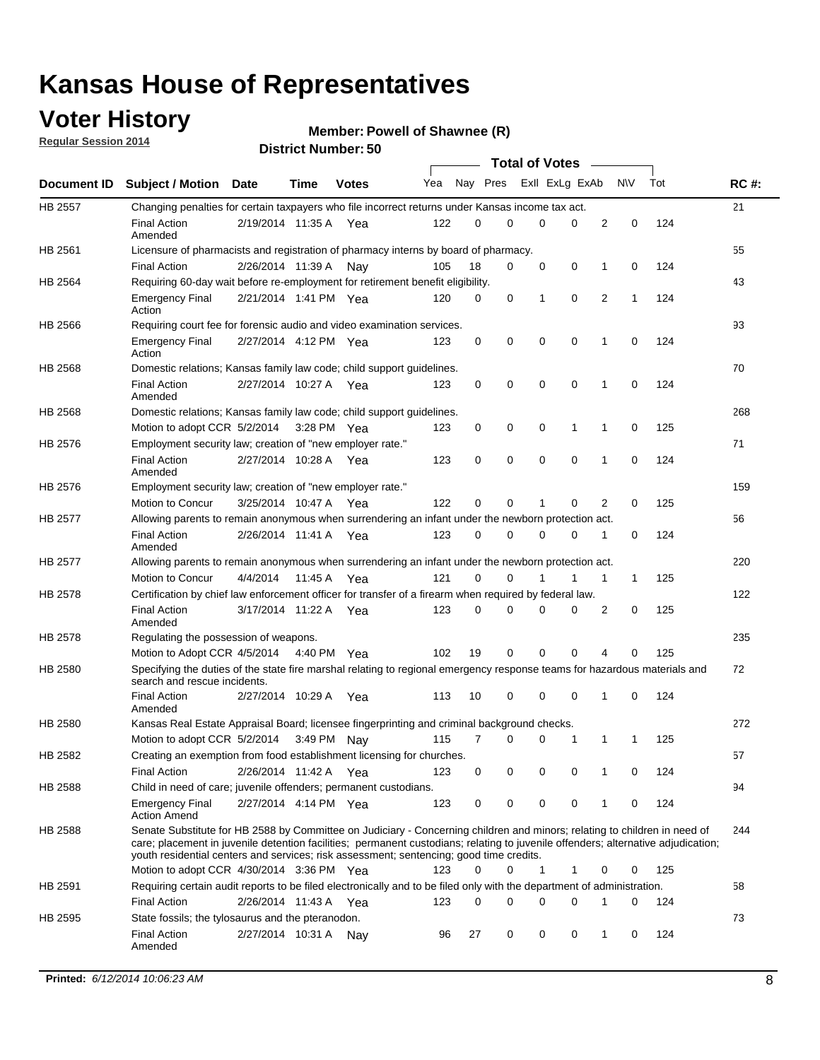# Kansas House of Representatives

## Voter History

**Regular Session 2014**

**Member: Powell of Shawnee (R)**

**District Number: 50**

| Document ID | Subject / Motion | Date | Time | Votes | Yea | Nay | Pres | ExII | ExLg | ExAb | N\V | Tot | RC #: |
|---|---|---|---|---|---|---|---|---|---|---|---|---|---|
| HB 2557 | Changing penalties for certain taxpayers who file incorrect returns under Kansas income tax act. | | | | | | | | | | | | 21 |
| | Final Action Amended | 2/19/2014 | 11:35 A | Yea | 122 | 0 | 0 | 0 | 0 | 2 | 0 | 124 | |
| HB 2561 | Licensure of pharmacists and registration of pharmacy interns by board of pharmacy. | | | | | | | | | | | | 55 |
| | Final Action | 2/26/2014 | 11:39 A | Nay | 105 | 18 | 0 | 0 | 0 | 1 | 0 | 124 | |
| HB 2564 | Requiring 60-day wait before re-employment for retirement benefit eligibility. | | | | | | | | | | | | 43 |
| | Emergency Final Action | 2/21/2014 | 1:41 PM | Yea | 120 | 0 | 0 | 1 | 0 | 2 | 1 | 124 | |
| HB 2566 | Requiring court fee for forensic audio and video examination services. | | | | | | | | | | | | 93 |
| | Emergency Final Action | 2/27/2014 | 4:12 PM | Yea | 123 | 0 | 0 | 0 | 0 | 1 | 0 | 124 | |
| HB 2568 | Domestic relations; Kansas family law code; child support guidelines. | | | | | | | | | | | | 70 |
| | Final Action Amended | 2/27/2014 | 10:27 A | Yea | 123 | 0 | 0 | 0 | 0 | 1 | 0 | 124 | |
| HB 2568 | Domestic relations; Kansas family law code; child support guidelines. | | | | | | | | | | | | 268 |
| | Motion to adopt CCR | 5/2/2014 | 3:28 PM | Yea | 123 | 0 | 0 | 0 | 1 | 1 | 0 | 125 | |
| HB 2576 | Employment security law; creation of "new employer rate." | | | | | | | | | | | | 71 |
| | Final Action Amended | 2/27/2014 | 10:28 A | Yea | 123 | 0 | 0 | 0 | 0 | 1 | 0 | 124 | |
| HB 2576 | Employment security law; creation of "new employer rate." | | | | | | | | | | | | 159 |
| | Motion to Concur | 3/25/2014 | 10:47 A | Yea | 122 | 0 | 0 | 1 | 0 | 2 | 0 | 125 | |
| HB 2577 | Allowing parents to remain anonymous when surrendering an infant under the newborn protection act. | | | | | | | | | | | | 56 |
| | Final Action Amended | 2/26/2014 | 11:41 A | Yea | 123 | 0 | 0 | 0 | 0 | 1 | 0 | 124 | |
| HB 2577 | Allowing parents to remain anonymous when surrendering an infant under the newborn protection act. | | | | | | | | | | | | 220 |
| | Motion to Concur | 4/4/2014 | 11:45 A | Yea | 121 | 0 | 0 | 1 | 1 | 1 | 1 | 125 | |
| HB 2578 | Certification by chief law enforcement officer for transfer of a firearm when required by federal law. | | | | | | | | | | | | 122 |
| | Final Action Amended | 3/17/2014 | 11:22 A | Yea | 123 | 0 | 0 | 0 | 0 | 2 | 0 | 125 | |
| HB 2578 | Regulating the possession of weapons. | | | | | | | | | | | | 235 |
| | Motion to Adopt CCR | 4/5/2014 | 4:40 PM | Yea | 102 | 19 | 0 | 0 | 0 | 4 | 0 | 125 | |
| HB 2580 | Specifying the duties of the state fire marshal relating to regional emergency response teams for hazardous materials and search and rescue incidents. | | | | | | | | | | | | 72 |
| | Final Action Amended | 2/27/2014 | 10:29 A | Yea | 113 | 10 | 0 | 0 | 0 | 1 | 0 | 124 | |
| HB 2580 | Kansas Real Estate Appraisal Board; licensee fingerprinting and criminal background checks. | | | | | | | | | | | | 272 |
| | Motion to adopt CCR | 5/2/2014 | 3:49 PM | Nay | 115 | 7 | 0 | 0 | 1 | 1 | 1 | 125 | |
| HB 2582 | Creating an exemption from food establishment licensing for churches. | | | | | | | | | | | | 57 |
| | Final Action | 2/26/2014 | 11:42 A | Yea | 123 | 0 | 0 | 0 | 0 | 1 | 0 | 124 | |
| HB 2588 | Child in need of care; juvenile offenders; permanent custodians. | | | | | | | | | | | | 94 |
| | Emergency Final Action Amend | 2/27/2014 | 4:14 PM | Yea | 123 | 0 | 0 | 0 | 0 | 1 | 0 | 124 | |
| HB 2588 | Senate Substitute for HB 2588 by Committee on Judiciary - Concerning children and minors; relating to children in need of care; placement in juvenile detention facilities; permanent custodians; relating to juvenile offenders; alternative adjudication; youth residential centers and services; risk assessment; sentencing; good time credits. | | | | | | | | | | | | 244 |
| | Motion to adopt CCR | 4/30/2014 | 3:36 PM | Yea | 123 | 0 | 0 | 1 | 1 | 0 | 0 | 125 | |
| HB 2591 | Requiring certain audit reports to be filed electronically and to be filed only with the department of administration. | | | | | | | | | | | | 58 |
| | Final Action | 2/26/2014 | 11:43 A | Yea | 123 | 0 | 0 | 0 | 0 | 1 | 0 | 124 | |
| HB 2595 | State fossils; the tylosaurus and the pteranodon. | | | | | | | | | | | | 73 |
| | Final Action Amended | 2/27/2014 | 10:31 A | Nay | 96 | 27 | 0 | 0 | 0 | 1 | 0 | 124 | |

**Printed:** *6/12/2014 10:06:23 AM*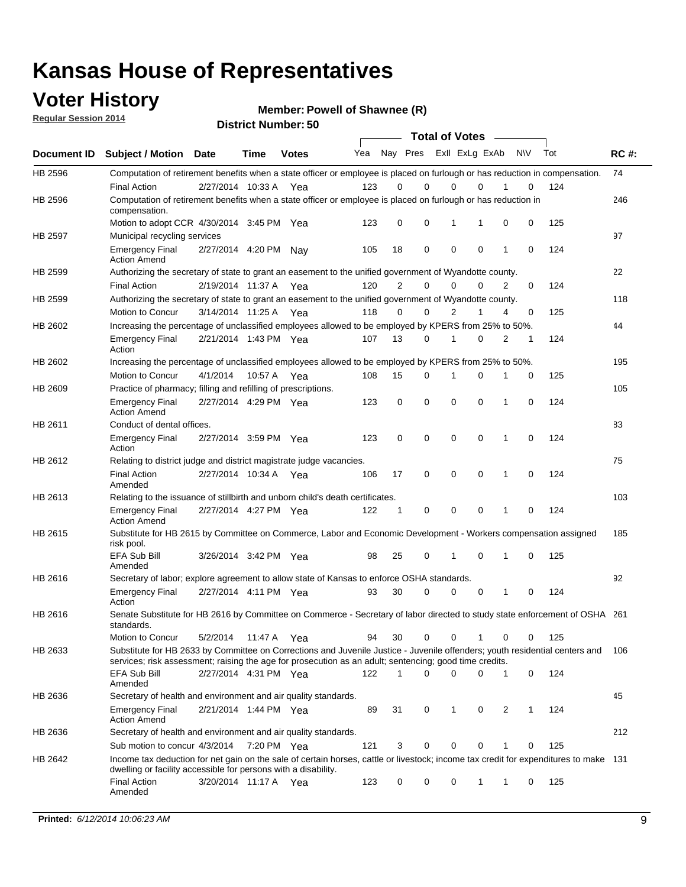# Kansas House of Representatives

## Voter History

**Regular Session 2014**

**Member: Powell of Shawnee (R)**

**District Number: 50**

| Document ID | Subject / Motion | Date | Time | Votes | Yea | Nay | Pres | ExII | ExLg | ExAb | N\V | Tot | RC #: |
|---|---|---|---|---|---|---|---|---|---|---|---|---|---|
| HB 2596 | Computation of retirement benefits when a state officer or employee is placed on furlough or has reduction in compensation. | | | | | | | | | | | | 74 |
| | Final Action | 2/27/2014 | 10:33 A | Yea | 123 | 0 | 0 | 0 | 0 | 1 | 0 | 124 | |
| HB 2596 | Computation of retirement benefits when a state officer or employee is placed on furlough or has reduction in compensation. | | | | | | | | | | | | 246 |
| | Motion to adopt CCR | 4/30/2014 | 3:45 PM | Yea | 123 | 0 | 0 | 1 | 1 | 0 | 0 | 125 | |
| HB 2597 | Municipal recycling services | | | | | | | | | | | | 97 |
| | Emergency Final Action Amend | 2/27/2014 | 4:20 PM | Nay | 105 | 18 | 0 | 0 | 0 | 1 | 0 | 124 | |
| HB 2599 | Authorizing the secretary of state to grant an easement to the unified government of Wyandotte county. | | | | | | | | | | | | 22 |
| | Final Action | 2/19/2014 | 11:37 A | Yea | 120 | 2 | 0 | 0 | 0 | 2 | 0 | 124 | |
| HB 2599 | Authorizing the secretary of state to grant an easement to the unified government of Wyandotte county. | | | | | | | | | | | | 118 |
| | Motion to Concur | 3/14/2014 | 11:25 A | Yea | 118 | 0 | 0 | 2 | 1 | 4 | 0 | 125 | |
| HB 2602 | Increasing the percentage of unclassified employees allowed to be employed by KPERS from 25% to 50%. | | | | | | | | | | | | 44 |
| | Emergency Final Action | 2/21/2014 | 1:43 PM | Yea | 107 | 13 | 0 | 1 | 0 | 2 | 1 | 124 | |
| HB 2602 | Increasing the percentage of unclassified employees allowed to be employed by KPERS from 25% to 50%. | | | | | | | | | | | | 195 |
| | Motion to Concur | 4/1/2014 | 10:57 A | Yea | 108 | 15 | 0 | 1 | 0 | 1 | 0 | 125 | |
| HB 2609 | Practice of pharmacy; filling and refilling of prescriptions. | | | | | | | | | | | | 105 |
| | Emergency Final Action Amend | 2/27/2014 | 4:29 PM | Yea | 123 | 0 | 0 | 0 | 0 | 1 | 0 | 124 | |
| HB 2611 | Conduct of dental offices. | | | | | | | | | | | | 83 |
| | Emergency Final Action | 2/27/2014 | 3:59 PM | Yea | 123 | 0 | 0 | 0 | 0 | 1 | 0 | 124 | |
| HB 2612 | Relating to district judge and district magistrate judge vacancies. | | | | | | | | | | | | 75 |
| | Final Action Amended | 2/27/2014 | 10:34 A | Yea | 106 | 17 | 0 | 0 | 0 | 1 | 0 | 124 | |
| HB 2613 | Relating to the issuance of stillbirth and unborn child's death certificates. | | | | | | | | | | | | 103 |
| | Emergency Final Action Amend | 2/27/2014 | 4:27 PM | Yea | 122 | 1 | 0 | 0 | 0 | 1 | 0 | 124 | |
| HB 2615 | Substitute for HB 2615 by Committee on Commerce, Labor and Economic Development - Workers compensation assigned risk pool. | | | | | | | | | | | | 185 |
| | EFA Sub Bill Amended | 3/26/2014 | 3:42 PM | Yea | 98 | 25 | 0 | 1 | 0 | 1 | 0 | 125 | |
| HB 2616 | Secretary of labor; explore agreement to allow state of Kansas to enforce OSHA standards. | | | | | | | | | | | | 92 |
| | Emergency Final Action | 2/27/2014 | 4:11 PM | Yea | 93 | 30 | 0 | 0 | 0 | 1 | 0 | 124 | |
| HB 2616 | Senate Substitute for HB 2616 by Committee on Commerce - Secretary of labor directed to study state enforcement of OSHA standards. | | | | | | | | | | | | 261 |
| | Motion to Concur | 5/2/2014 | 11:47 A | Yea | 94 | 30 | 0 | 0 | 1 | 0 | 0 | 125 | |
| HB 2633 | Substitute for HB 2633 by Committee on Corrections and Juvenile Justice - Juvenile offenders; youth residential centers and services; risk assessment; raising the age for prosecution as an adult; sentencing; good time credits. | | | | | | | | | | | | 106 |
| | EFA Sub Bill Amended | 2/27/2014 | 4:31 PM | Yea | 122 | 1 | 0 | 0 | 0 | 1 | 0 | 124 | |
| HB 2636 | Secretary of health and environment and air quality standards. | | | | | | | | | | | | 45 |
| | Emergency Final Action Amend | 2/21/2014 | 1:44 PM | Yea | 89 | 31 | 0 | 1 | 0 | 2 | 1 | 124 | |
| HB 2636 | Secretary of health and environment and air quality standards. | | | | | | | | | | | | 212 |
| | Sub motion to concur | 4/3/2014 | 7:20 PM | Yea | 121 | 3 | 0 | 0 | 0 | 1 | 0 | 125 | |
| HB 2642 | Income tax deduction for net gain on the sale of certain horses, cattle or livestock; income tax credit for expenditures to make dwelling or facility accessible for persons with a disability. | | | | | | | | | | | | 131 |
| | Final Action Amended | 3/20/2014 | 11:17 A | Yea | 123 | 0 | 0 | 0 | 1 | 1 | 0 | 125 | |

**Printed:** *6/12/2014 10:06:23 AM*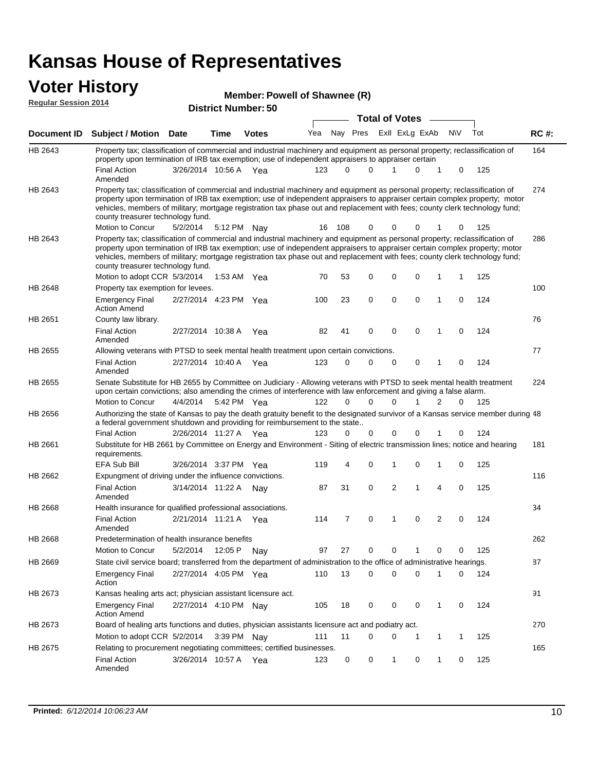# Kansas House of Representatives

## Voter History

**Regular Session 2014**

**Member: Powell of Shawnee (R)**

**District Number: 50**

| Document ID | Subject / Motion | Date | Time | Votes | Yea | Nay | Pres | ExII | ExLg | ExAb | N\V | Tot | RC #: |
|---|---|---|---|---|---|---|---|---|---|---|---|---|---|
| HB 2643 | Property tax; classification of commercial and industrial machinery and equipment as personal property; reclassification of property upon termination of IRB tax exemption; use of independent appraisers to appraiser certain | | | | | | | | | | | | 164 |
| | Final Action Amended | 3/26/2014 | 10:56 A | Yea | 123 | 0 | 0 | 1 | 0 | 1 | 0 | 125 | |
| HB 2643 | Property tax; classification of commercial and industrial machinery and equipment as personal property; reclassification of property upon termination of IRB tax exemption; use of independent appraisers to appraiser certain complex property; motor vehicles, members of military; mortgage registration tax phase out and replacement with fees; county clerk technology fund; county treasurer technology fund. | | | | | | | | | | | | 274 |
| | Motion to Concur | 5/2/2014 | 5:12 PM | Nay | 16 | 108 | 0 | 0 | 0 | 1 | 0 | 125 | |
| HB 2643 | Property tax; classification of commercial and industrial machinery and equipment as personal property; reclassification of property upon termination of IRB tax exemption; use of independent appraisers to appraiser certain complex property; motor vehicles, members of military; mortgage registration tax phase out and replacement with fees; county clerk technology fund; county treasurer technology fund. | | | | | | | | | | | | 286 |
| | Motion to adopt CCR | 5/3/2014 | 1:53 AM | Yea | 70 | 53 | 0 | 0 | 0 | 1 | 1 | 125 | |
| HB 2648 | Property tax exemption for levees. | | | | | | | | | | | | 100 |
| | Emergency Final Action Amend | 2/27/2014 | 4:23 PM | Yea | 100 | 23 | 0 | 0 | 0 | 1 | 0 | 124 | |
| HB 2651 | County law library. | | | | | | | | | | | | 76 |
| | Final Action Amended | 2/27/2014 | 10:38 A | Yea | 82 | 41 | 0 | 0 | 0 | 1 | 0 | 124 | |
| HB 2655 | Allowing veterans with PTSD to seek mental health treatment upon certain convictions. | | | | | | | | | | | | 77 |
| | Final Action Amended | 2/27/2014 | 10:40 A | Yea | 123 | 0 | 0 | 0 | 0 | 1 | 0 | 124 | |
| HB 2655 | Senate Substitute for HB 2655 by Committee on Judiciary - Allowing veterans with PTSD to seek mental health treatment upon certain convictions; also amending the crimes of interference with law enforcement and giving a false alarm. | | | | | | | | | | | | 224 |
| | Motion to Concur | 4/4/2014 | 5:42 PM | Yea | 122 | 0 | 0 | 0 | 1 | 2 | 0 | 125 | |
| HB 2656 | Authorizing the state of Kansas to pay the death gratuity benefit to the designated survivor of a Kansas service member during a federal government shutdown and providing for reimbursement to the state.. | | | | | | | | | | | | 48 |
| | Final Action | 2/26/2014 | 11:27 A | Yea | 123 | 0 | 0 | 0 | 0 | 1 | 0 | 124 | |
| HB 2661 | Substitute for HB 2661 by Committee on Energy and Environment - Siting of electric transmission lines; notice and hearing requirements. | | | | | | | | | | | | 181 |
| | EFA Sub Bill | 3/26/2014 | 3:37 PM | Yea | 119 | 4 | 0 | 1 | 0 | 1 | 0 | 125 | |
| HB 2662 | Expungment of driving under the influence convictions. | | | | | | | | | | | | 116 |
| | Final Action Amended | 3/14/2014 | 11:22 A | Nay | 87 | 31 | 0 | 2 | 1 | 4 | 0 | 125 | |
| HB 2668 | Health insurance for qualified professional associations. | | | | | | | | | | | | 34 |
| | Final Action Amended | 2/21/2014 | 11:21 A | Yea | 114 | 7 | 0 | 1 | 0 | 2 | 0 | 124 | |
| HB 2668 | Predetermination of health insurance benefits | | | | | | | | | | | | 262 |
| | Motion to Concur | 5/2/2014 | 12:05 P | Nay | 97 | 27 | 0 | 0 | 1 | 0 | 0 | 125 | |
| HB 2669 | State civil service board; transferred from the department of administration to the office of administrative hearings. | | | | | | | | | | | | 87 |
| | Emergency Final Action | 2/27/2014 | 4:05 PM | Yea | 110 | 13 | 0 | 0 | 0 | 1 | 0 | 124 | |
| HB 2673 | Kansas healing arts act; physician assistant licensure act. | | | | | | | | | | | | 91 |
| | Emergency Final Action Amend | 2/27/2014 | 4:10 PM | Nay | 105 | 18 | 0 | 0 | 0 | 1 | 0 | 124 | |
| HB 2673 | Board of healing arts functions and duties, physician assistants licensure act and podiatry act. | | | | | | | | | | | | 270 |
| | Motion to adopt CCR | 5/2/2014 | 3:39 PM | Nay | 111 | 11 | 0 | 0 | 1 | 1 | 1 | 125 | |
| HB 2675 | Relating to procurement negotiating committees; certified businesses. | | | | | | | | | | | | 165 |
| | Final Action Amended | 3/26/2014 | 10:57 A | Yea | 123 | 0 | 0 | 1 | 0 | 1 | 0 | 125 | |

**Printed:** *6/12/2014 10:06:23 AM*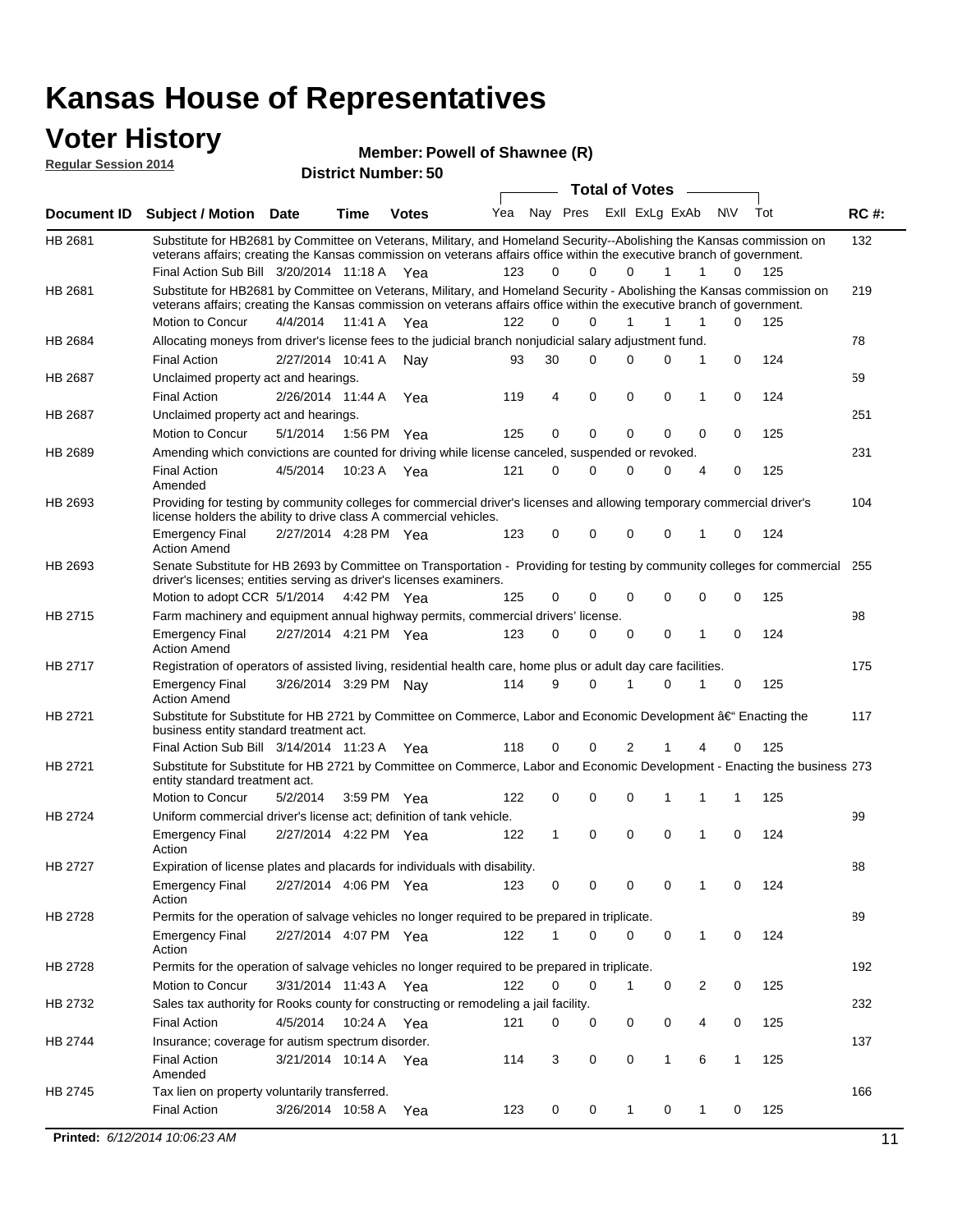# Kansas House of Representatives

## Voter History

**Regular Session 2014**

**Member: Powell of Shawnee (R)**

**District Number: 50**

| Document ID | Subject / Motion | Date | Time | Votes | Yea | Nay | Pres | ExII | ExLg | ExAb | N\V | Tot | RC #: |
|---|---|---|---|---|---|---|---|---|---|---|---|---|---|
| HB 2681 | Substitute for HB2681 by Committee on Veterans, Military, and Homeland Security--Abolishing the Kansas commission on veterans affairs; creating the Kansas commission on veterans affairs office within the executive branch of government. | | | | | | | | | | | | 132 |
| | Final Action Sub Bill | 3/20/2014 | 11:18 A | Yea | 123 | 0 | 0 | 0 | 1 | 1 | 0 | 125 | |
| HB 2681 | Substitute for HB2681 by Committee on Veterans, Military, and Homeland Security - Abolishing the Kansas commission on veterans affairs; creating the Kansas commission on veterans affairs office within the executive branch of government. | | | | | | | | | | | | 219 |
| | Motion to Concur | 4/4/2014 | 11:41 A | Yea | 122 | 0 | 0 | 1 | 1 | 1 | 0 | 125 | |
| HB 2684 | Allocating moneys from driver's license fees to the judicial branch nonjudicial salary adjustment fund. | | | | | | | | | | | | 78 |
| | Final Action | 2/27/2014 | 10:41 A | Nay | 93 | 30 | 0 | 0 | 0 | 1 | 0 | 124 | |
| HB 2687 | Unclaimed property act and hearings. | | | | | | | | | | | | 59 |
| | Final Action | 2/26/2014 | 11:44 A | Yea | 119 | 4 | 0 | 0 | 0 | 1 | 0 | 124 | |
| HB 2687 | Unclaimed property act and hearings. | | | | | | | | | | | | 251 |
| | Motion to Concur | 5/1/2014 | 1:56 PM | Yea | 125 | 0 | 0 | 0 | 0 | 0 | 0 | 125 | |
| HB 2689 | Amending which convictions are counted for driving while license canceled, suspended or revoked. | | | | | | | | | | | | 231 |
| | Final Action Amended | 4/5/2014 | 10:23 A | Yea | 121 | 0 | 0 | 0 | 0 | 4 | 0 | 125 | |
| HB 2693 | Providing for testing by community colleges for commercial driver's licenses and allowing temporary commercial driver's license holders the ability to drive class A commercial vehicles. | | | | | | | | | | | | 104 |
| | Emergency Final Action Amend | 2/27/2014 | 4:28 PM | Yea | 123 | 0 | 0 | 0 | 0 | 1 | 0 | 124 | |
| HB 2693 | Senate Substitute for HB 2693 by Committee on Transportation - Providing for testing by community colleges for commercial driver's licenses; entities serving as driver's licenses examiners. | | | | | | | | | | | | 255 |
| | Motion to adopt CCR | 5/1/2014 | 4:42 PM | Yea | 125 | 0 | 0 | 0 | 0 | 0 | 0 | 125 | |
| HB 2715 | Farm machinery and equipment annual highway permits, commercial drivers' license. | | | | | | | | | | | | 98 |
| | Emergency Final Action Amend | 2/27/2014 | 4:21 PM | Yea | 123 | 0 | 0 | 0 | 0 | 1 | 0 | 124 | |
| HB 2717 | Registration of operators of assisted living, residential health care, home plus or adult day care facilities. | | | | | | | | | | | | 175 |
| | Emergency Final Action Amend | 3/26/2014 | 3:29 PM | Nay | 114 | 9 | 0 | 1 | 0 | 1 | 0 | 125 | |
| HB 2721 | Substitute for Substitute for HB 2721 by Committee on Commerce, Labor and Economic Development â€" Enacting the business entity standard treatment act. | | | | | | | | | | | | 117 |
| | Final Action Sub Bill | 3/14/2014 | 11:23 A | Yea | 118 | 0 | 0 | 2 | 1 | 4 | 0 | 125 | |
| HB 2721 | Substitute for Substitute for HB 2721 by Committee on Commerce, Labor and Economic Development - Enacting the business entity standard treatment act. | | | | | | | | | | | | 273 |
| | Motion to Concur | 5/2/2014 | 3:59 PM | Yea | 122 | 0 | 0 | 0 | 1 | 1 | 1 | 125 | |
| HB 2724 | Uniform commercial driver's license act; definition of tank vehicle. | | | | | | | | | | | | 99 |
| | Emergency Final Action | 2/27/2014 | 4:22 PM | Yea | 122 | 1 | 0 | 0 | 0 | 1 | 0 | 124 | |
| HB 2727 | Expiration of license plates and placards for individuals with disability. | | | | | | | | | | | | 88 |
| | Emergency Final Action | 2/27/2014 | 4:06 PM | Yea | 123 | 0 | 0 | 0 | 0 | 1 | 0 | 124 | |
| HB 2728 | Permits for the operation of salvage vehicles no longer required to be prepared in triplicate. | | | | | | | | | | | | 89 |
| | Emergency Final Action | 2/27/2014 | 4:07 PM | Yea | 122 | 1 | 0 | 0 | 0 | 1 | 0 | 124 | |
| HB 2728 | Permits for the operation of salvage vehicles no longer required to be prepared in triplicate. | | | | | | | | | | | | 192 |
| | Motion to Concur | 3/31/2014 | 11:43 A | Yea | 122 | 0 | 0 | 1 | 0 | 2 | 0 | 125 | |
| HB 2732 | Sales tax authority for Rooks county for constructing or remodeling a jail facility. | | | | | | | | | | | | 232 |
| | Final Action | 4/5/2014 | 10:24 A | Yea | 121 | 0 | 0 | 0 | 0 | 4 | 0 | 125 | |
| HB 2744 | Insurance; coverage for autism spectrum disorder. | | | | | | | | | | | | 137 |
| | Final Action Amended | 3/21/2014 | 10:14 A | Yea | 114 | 3 | 0 | 0 | 1 | 6 | 1 | 125 | |
| HB 2745 | Tax lien on property voluntarily transferred. | | | | | | | | | | | | 166 |
| | Final Action | 3/26/2014 | 10:58 A | Yea | 123 | 0 | 0 | 1 | 0 | 1 | 0 | 125 | |

**Printed:** *6/12/2014 10:06:23 AM*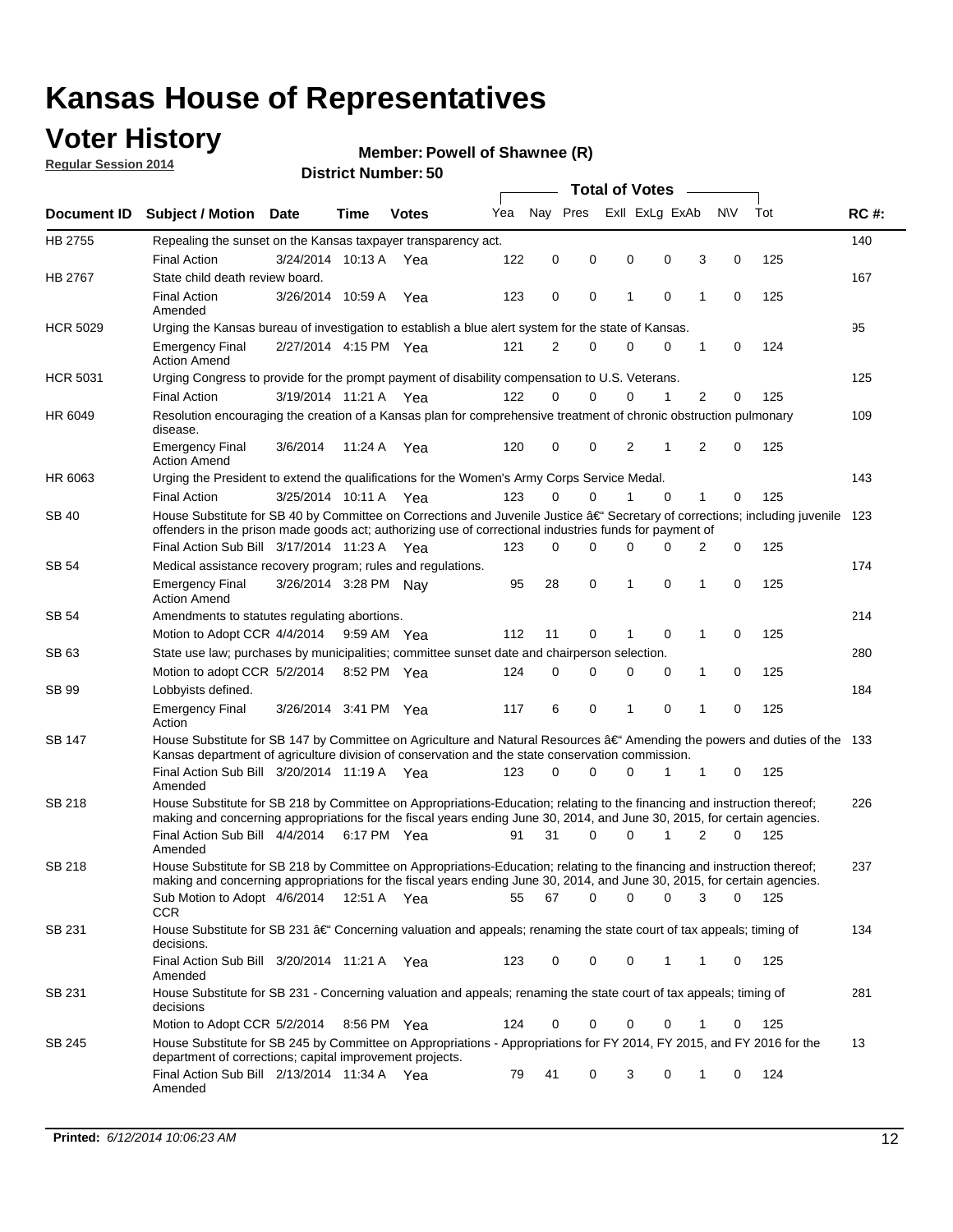# Kansas House of Representatives

## Voter History

**Regular Session 2014**

**Member: Powell of Shawnee (R)**

**District Number: 50**

| Document ID | Subject / Motion | Date | Time | Votes | Yea | Nay | Pres | ExII | ExLg | ExAb | N\V | Tot | RC #: |
|---|---|---|---|---|---|---|---|---|---|---|---|---|---|
| HB 2755 | Repealing the sunset on the Kansas taxpayer transparency act. | | | | | | | | | | | | 140 |
| | Final Action | 3/24/2014 | 10:13 A | Yea | 122 | 0 | 0 | 0 | 0 | 3 | 0 | 125 | |
| HB 2767 | State child death review board. | | | | | | | | | | | | 167 |
| | Final Action Amended | 3/26/2014 | 10:59 A | Yea | 123 | 0 | 0 | 1 | 0 | 1 | 0 | 125 | |
| HCR 5029 | Urging the Kansas bureau of investigation to establish a blue alert system for the state of Kansas. | | | | | | | | | | | | 95 |
| | Emergency Final Action Amend | 2/27/2014 | 4:15 PM | Yea | 121 | 2 | 0 | 0 | 0 | 1 | 0 | 124 | |
| HCR 5031 | Urging Congress to provide for the prompt payment of disability compensation to U.S. Veterans. | | | | | | | | | | | | 125 |
| | Final Action | 3/19/2014 | 11:21 A | Yea | 122 | 0 | 0 | 0 | 1 | 2 | 0 | 125 | |
| HR 6049 | Resolution encouraging the creation of a Kansas plan for comprehensive treatment of chronic obstruction pulmonary disease. | | | | | | | | | | | | 109 |
| | Emergency Final Action Amend | 3/6/2014 | 11:24 A | Yea | 120 | 0 | 0 | 2 | 1 | 2 | 0 | 125 | |
| HR 6063 | Urging the President to extend the qualifications for the Women's Army Corps Service Medal. | | | | | | | | | | | | 143 |
| | Final Action | 3/25/2014 | 10:11 A | Yea | 123 | 0 | 0 | 1 | 0 | 1 | 0 | 125 | |
| SB 40 | House Substitute for SB 40 by Committee on Corrections and Juvenile Justice â€" Secretary of corrections; including juvenile offenders in the prison made goods act; authorizing use of correctional industries funds for payment of | | | | | | | | | | | | 123 |
| | Final Action Sub Bill | 3/17/2014 | 11:23 A | Yea | 123 | 0 | 0 | 0 | 0 | 2 | 0 | 125 | |
| SB 54 | Medical assistance recovery program; rules and regulations. | | | | | | | | | | | | 174 |
| | Emergency Final Action Amend | 3/26/2014 | 3:28 PM | Nay | 95 | 28 | 0 | 1 | 0 | 1 | 0 | 125 | |
| SB 54 | Amendments to statutes regulating abortions. | | | | | | | | | | | | 214 |
| | Motion to Adopt CCR | 4/4/2014 | 9:59 AM | Yea | 112 | 11 | 0 | 1 | 0 | 1 | 0 | 125 | |
| SB 63 | State use law; purchases by municipalities; committee sunset date and chairperson selection. | | | | | | | | | | | | 280 |
| | Motion to adopt CCR | 5/2/2014 | 8:52 PM | Yea | 124 | 0 | 0 | 0 | 0 | 1 | 0 | 125 | |
| SB 99 | Lobbyists defined. | | | | | | | | | | | | 184 |
| | Emergency Final Action | 3/26/2014 | 3:41 PM | Yea | 117 | 6 | 0 | 1 | 0 | 1 | 0 | 125 | |
| SB 147 | House Substitute for SB 147 by Committee on Agriculture and Natural Resources â€" Amending the powers and duties of the Kansas department of agriculture division of conservation and the state conservation commission. | | | | | | | | | | | | 133 |
| | Final Action Sub Bill Amended | 3/20/2014 | 11:19 A | Yea | 123 | 0 | 0 | 0 | 1 | 1 | 0 | 125 | |
| SB 218 | House Substitute for SB 218 by Committee on Appropriations-Education; relating to the financing and instruction thereof; making and concerning appropriations for the fiscal years ending June 30, 2014, and June 30, 2015, for certain agencies. | | | | | | | | | | | | 226 |
| | Final Action Sub Bill Amended | 4/4/2014 | 6:17 PM | Yea | 91 | 31 | 0 | 0 | 1 | 2 | 0 | 125 | |
| SB 218 | House Substitute for SB 218 by Committee on Appropriations-Education; relating to the financing and instruction thereof; making and concerning appropriations for the fiscal years ending June 30, 2014, and June 30, 2015, for certain agencies. | | | | | | | | | | | | 237 |
| | Sub Motion to Adopt CCR | 4/6/2014 | 12:51 A | Yea | 55 | 67 | 0 | 0 | 0 | 3 | 0 | 125 | |
| SB 231 | House Substitute for SB 231 â€" Concerning valuation and appeals; renaming the state court of tax appeals; timing of decisions. | | | | | | | | | | | | 134 |
| | Final Action Sub Bill Amended | 3/20/2014 | 11:21 A | Yea | 123 | 0 | 0 | 0 | 1 | 1 | 0 | 125 | |
| SB 231 | House Substitute for SB 231 - Concerning valuation and appeals; renaming the state court of tax appeals; timing of decisions | | | | | | | | | | | | 281 |
| | Motion to Adopt CCR | 5/2/2014 | 8:56 PM | Yea | 124 | 0 | 0 | 0 | 0 | 1 | 0 | 125 | |
| SB 245 | House Substitute for SB 245 by Committee on Appropriations - Appropriations for FY 2014, FY 2015, and FY 2016 for the department of corrections; capital improvement projects. | | | | | | | | | | | | 13 |
| | Final Action Sub Bill Amended | 2/13/2014 | 11:34 A | Yea | 79 | 41 | 0 | 3 | 0 | 1 | 0 | 124 | |

**Printed:** *6/12/2014 10:06:23 AM*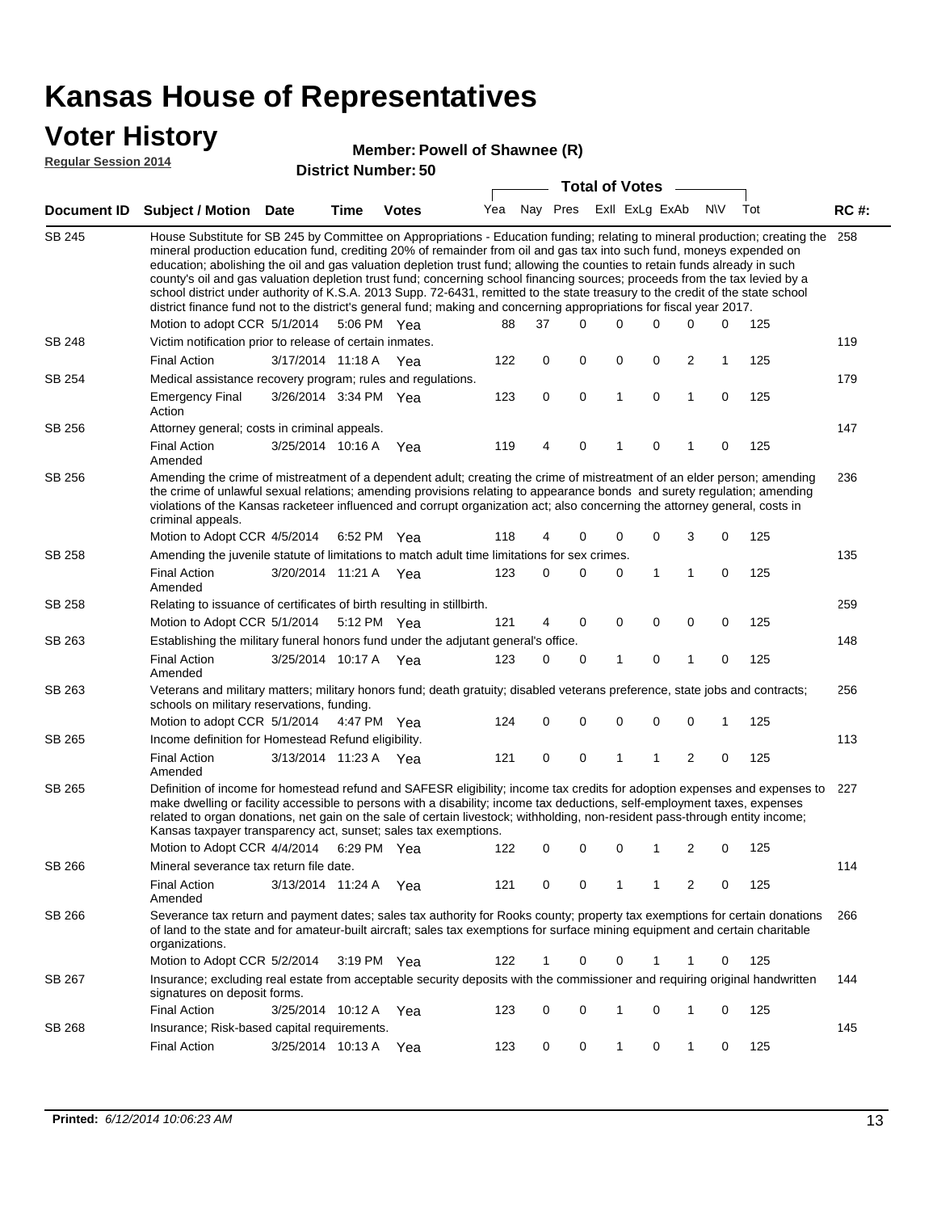# Kansas House of Representatives

## Voter History

**Regular Session 2014**

**Member: Powell of Shawnee (R)**

**District Number: 50**

| Document ID | Subject / Motion | Date | Time | Votes | Yea | Nay | Pres | ExII | ExLg | ExAb | N\V | Tot | RC #: |
|---|---|---|---|---|---|---|---|---|---|---|---|---|---|
| SB 245 | House Substitute for SB 245 by Committee on Appropriations - Education funding; relating to mineral production; creating the mineral production education fund, crediting 20% of remainder from oil and gas tax into such fund, moneys expended on education; abolishing the oil and gas valuation depletion trust fund; allowing the counties to retain funds already in such county's oil and gas valuation depletion trust fund; concerning school financing sources; proceeds from the tax levied by a school district under authority of K.S.A. 2013 Supp. 72-6431, remitted to the state treasury to the credit of the state school district finance fund not to the district's general fund; making and concerning appropriations for fiscal year 2017. | | | | | | | | | | | | 258 |
| | Motion to adopt CCR | 5/1/2014 | 5:06 PM | Yea | 88 | 37 | 0 | 0 | 0 | 0 | 0 | 125 | |
| SB 248 | Victim notification prior to release of certain inmates. | | | | | | | | | | | | 119 |
| | Final Action | 3/17/2014 | 11:18 A | Yea | 122 | 0 | 0 | 0 | 0 | 2 | 1 | 125 | |
| SB 254 | Medical assistance recovery program; rules and regulations. | | | | | | | | | | | | 179 |
| | Emergency Final Action | 3/26/2014 | 3:34 PM | Yea | 123 | 0 | 0 | 1 | 0 | 1 | 0 | 125 | |
| SB 256 | Attorney general; costs in criminal appeals. | | | | | | | | | | | | 147 |
| | Final Action Amended | 3/25/2014 | 10:16 A | Yea | 119 | 4 | 0 | 1 | 0 | 1 | 0 | 125 | |
| SB 256 | Amending the crime of mistreatment of a dependent adult; creating the crime of mistreatment of an elder person; amending the crime of unlawful sexual relations; amending provisions relating to appearance bonds and surety regulation; amending violations of the Kansas racketeer influenced and corrupt organization act; also concerning the attorney general, costs in criminal appeals. | | | | | | | | | | | | 236 |
| | Motion to Adopt CCR | 4/5/2014 | 6:52 PM | Yea | 118 | 4 | 0 | 0 | 0 | 3 | 0 | 125 | |
| SB 258 | Amending the juvenile statute of limitations to match adult time limitations for sex crimes. | | | | | | | | | | | | 135 |
| | Final Action Amended | 3/20/2014 | 11:21 A | Yea | 123 | 0 | 0 | 0 | 1 | 1 | 0 | 125 | |
| SB 258 | Relating to issuance of certificates of birth resulting in stillbirth. | | | | | | | | | | | | 259 |
| | Motion to Adopt CCR | 5/1/2014 | 5:12 PM | Yea | 121 | 4 | 0 | 0 | 0 | 0 | 0 | 125 | |
| SB 263 | Establishing the military funeral honors fund under the adjutant general's office. | | | | | | | | | | | | 148 |
| | Final Action Amended | 3/25/2014 | 10:17 A | Yea | 123 | 0 | 0 | 1 | 0 | 1 | 0 | 125 | |
| SB 263 | Veterans and military matters; military honors fund; death gratuity; disabled veterans preference, state jobs and contracts; schools on military reservations, funding. | | | | | | | | | | | | 256 |
| | Motion to adopt CCR | 5/1/2014 | 4:47 PM | Yea | 124 | 0 | 0 | 0 | 0 | 0 | 1 | 125 | |
| SB 265 | Income definition for Homestead Refund eligibility. | | | | | | | | | | | | 113 |
| | Final Action Amended | 3/13/2014 | 11:23 A | Yea | 121 | 0 | 0 | 1 | 1 | 2 | 0 | 125 | |
| SB 265 | Definition of income for homestead refund and SAFESR eligibility; income tax credits for adoption expenses and expenses to make dwelling or facility accessible to persons with a disability; income tax deductions, self-employment taxes, expenses related to organ donations, net gain on the sale of certain livestock; withholding, non-resident pass-through entity income; Kansas taxpayer transparency act, sunset; sales tax exemptions. | | | | | | | | | | | | 227 |
| | Motion to Adopt CCR | 4/4/2014 | 6:29 PM | Yea | 122 | 0 | 0 | 0 | 1 | 2 | 0 | 125 | |
| SB 266 | Mineral severance tax return file date. | | | | | | | | | | | | 114 |
| | Final Action Amended | 3/13/2014 | 11:24 A | Yea | 121 | 0 | 0 | 1 | 1 | 2 | 0 | 125 | |
| SB 266 | Severance tax return and payment dates; sales tax authority for Rooks county; property tax exemptions for certain donations of land to the state and for amateur-built aircraft; sales tax exemptions for surface mining equipment and certain charitable organizations. | | | | | | | | | | | | 266 |
| | Motion to Adopt CCR | 5/2/2014 | 3:19 PM | Yea | 122 | 1 | 0 | 0 | 1 | 1 | 0 | 125 | |
| SB 267 | Insurance; excluding real estate from acceptable security deposits with the commissioner and requiring original handwritten signatures on deposit forms. | | | | | | | | | | | | 144 |
| | Final Action | 3/25/2014 | 10:12 A | Yea | 123 | 0 | 0 | 1 | 0 | 1 | 0 | 125 | |
| SB 268 | Insurance; Risk-based capital requirements. | | | | | | | | | | | | 145 |
| | Final Action | 3/25/2014 | 10:13 A | Yea | 123 | 0 | 0 | 1 | 0 | 1 | 0 | 125 | |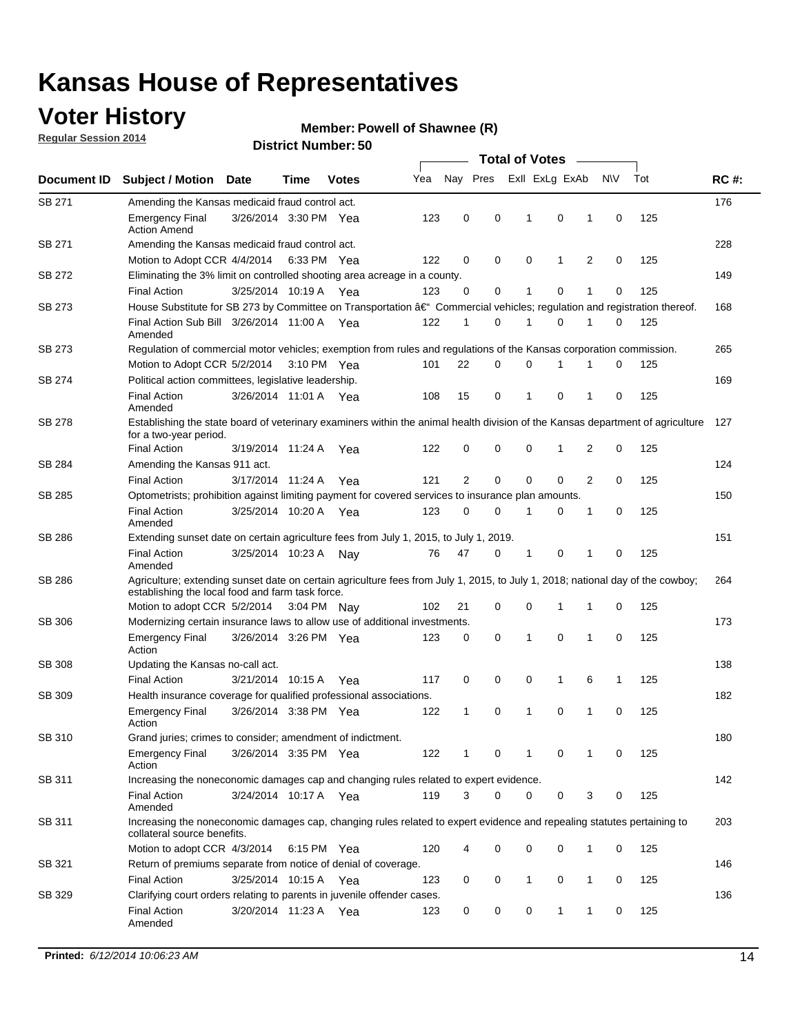# Kansas House of Representatives

## Voter History

**Regular Session 2014**

**Member: Powell of Shawnee (R)**

**District Number: 50**

| Document ID | Subject / Motion | Date | Time | Votes | Yea | Nay | Pres | ExII | ExLg | ExAb | N\V | Tot | RC #: |
|---|---|---|---|---|---|---|---|---|---|---|---|---|---|
| SB 271 | Amending the Kansas medicaid fraud control act. | | | | | | | | | | | | 176 |
| | Emergency Final Action Amend | 3/26/2014 | 3:30 PM | Yea | 123 | 0 | 0 | 1 | 0 | 1 | 0 | 125 | |
| SB 271 | Amending the Kansas medicaid fraud control act. | | | | | | | | | | | | 228 |
| | Motion to Adopt CCR | 4/4/2014 | 6:33 PM | Yea | 122 | 0 | 0 | 0 | 1 | 2 | 0 | 125 | |
| SB 272 | Eliminating the 3% limit on controlled shooting area acreage in a county. | | | | | | | | | | | | 149 |
| | Final Action | 3/25/2014 | 10:19 A | Yea | 123 | 0 | 0 | 1 | 0 | 1 | 0 | 125 | |
| SB 273 | House Substitute for SB 273 by Committee on Transportation â€" Commercial vehicles; regulation and registration thereof. | | | | | | | | | | | | 168 |
| | Final Action Sub Bill Amended | 3/26/2014 | 11:00 A | Yea | 122 | 1 | 0 | 1 | 0 | 1 | 0 | 125 | |
| SB 273 | Regulation of commercial motor vehicles; exemption from rules and regulations of the Kansas corporation commission. | | | | | | | | | | | | 265 |
| | Motion to Adopt CCR | 5/2/2014 | 3:10 PM | Yea | 101 | 22 | 0 | 0 | 1 | 1 | 0 | 125 | |
| SB 274 | Political action committees, legislative leadership. | | | | | | | | | | | | 169 |
| | Final Action Amended | 3/26/2014 | 11:01 A | Yea | 108 | 15 | 0 | 1 | 0 | 1 | 0 | 125 | |
| SB 278 | Establishing the state board of veterinary examiners within the animal health division of the Kansas department of agriculture for a two-year period. | | | | | | | | | | | | 127 |
| | Final Action | 3/19/2014 | 11:24 A | Yea | 122 | 0 | 0 | 0 | 1 | 2 | 0 | 125 | |
| SB 284 | Amending the Kansas 911 act. | | | | | | | | | | | | 124 |
| | Final Action | 3/17/2014 | 11:24 A | Yea | 121 | 2 | 0 | 0 | 0 | 2 | 0 | 125 | |
| SB 285 | Optometrists; prohibition against limiting payment for covered services to insurance plan amounts. | | | | | | | | | | | | 150 |
| | Final Action Amended | 3/25/2014 | 10:20 A | Yea | 123 | 0 | 0 | 1 | 0 | 1 | 0 | 125 | |
| SB 286 | Extending sunset date on certain agriculture fees from July 1, 2015, to July 1, 2019. | | | | | | | | | | | | 151 |
| | Final Action Amended | 3/25/2014 | 10:23 A | Nay | 76 | 47 | 0 | 1 | 0 | 1 | 0 | 125 | |
| SB 286 | Agriculture; extending sunset date on certain agriculture fees from July 1, 2015, to July 1, 2018; national day of the cowboy; establishing the local food and farm task force. | | | | | | | | | | | | 264 |
| | Motion to adopt CCR | 5/2/2014 | 3:04 PM | Nay | 102 | 21 | 0 | 0 | 1 | 1 | 0 | 125 | |
| SB 306 | Modernizing certain insurance laws to allow use of additional investments. | | | | | | | | | | | | 173 |
| | Emergency Final Action | 3/26/2014 | 3:26 PM | Yea | 123 | 0 | 0 | 1 | 0 | 1 | 0 | 125 | |
| SB 308 | Updating the Kansas no-call act. | | | | | | | | | | | | 138 |
| | Final Action | 3/21/2014 | 10:15 A | Yea | 117 | 0 | 0 | 0 | 1 | 6 | 1 | 125 | |
| SB 309 | Health insurance coverage for qualified professional associations. | | | | | | | | | | | | 182 |
| | Emergency Final Action | 3/26/2014 | 3:38 PM | Yea | 122 | 1 | 0 | 1 | 0 | 1 | 0 | 125 | |
| SB 310 | Grand juries; crimes to consider; amendment of indictment. | | | | | | | | | | | | 180 |
| | Emergency Final Action | 3/26/2014 | 3:35 PM | Yea | 122 | 1 | 0 | 1 | 0 | 1 | 0 | 125 | |
| SB 311 | Increasing the noneconomic damages cap and changing rules related to expert evidence. | | | | | | | | | | | | 142 |
| | Final Action Amended | 3/24/2014 | 10:17 A | Yea | 119 | 3 | 0 | 0 | 0 | 3 | 0 | 125 | |
| SB 311 | Increasing the noneconomic damages cap, changing rules related to expert evidence and repealing statutes pertaining to collateral source benefits. | | | | | | | | | | | | 203 |
| | Motion to adopt CCR | 4/3/2014 | 6:15 PM | Yea | 120 | 4 | 0 | 0 | 0 | 1 | 0 | 125 | |
| SB 321 | Return of premiums separate from notice of denial of coverage. | | | | | | | | | | | | 146 |
| | Final Action | 3/25/2014 | 10:15 A | Yea | 123 | 0 | 0 | 1 | 0 | 1 | 0 | 125 | |
| SB 329 | Clarifying court orders relating to parents in juvenile offender cases. | | | | | | | | | | | | 136 |
| | Final Action Amended | 3/20/2014 | 11:23 A | Yea | 123 | 0 | 0 | 0 | 1 | 1 | 0 | 125 | |

**Printed:** *6/12/2014 10:06:23 AM*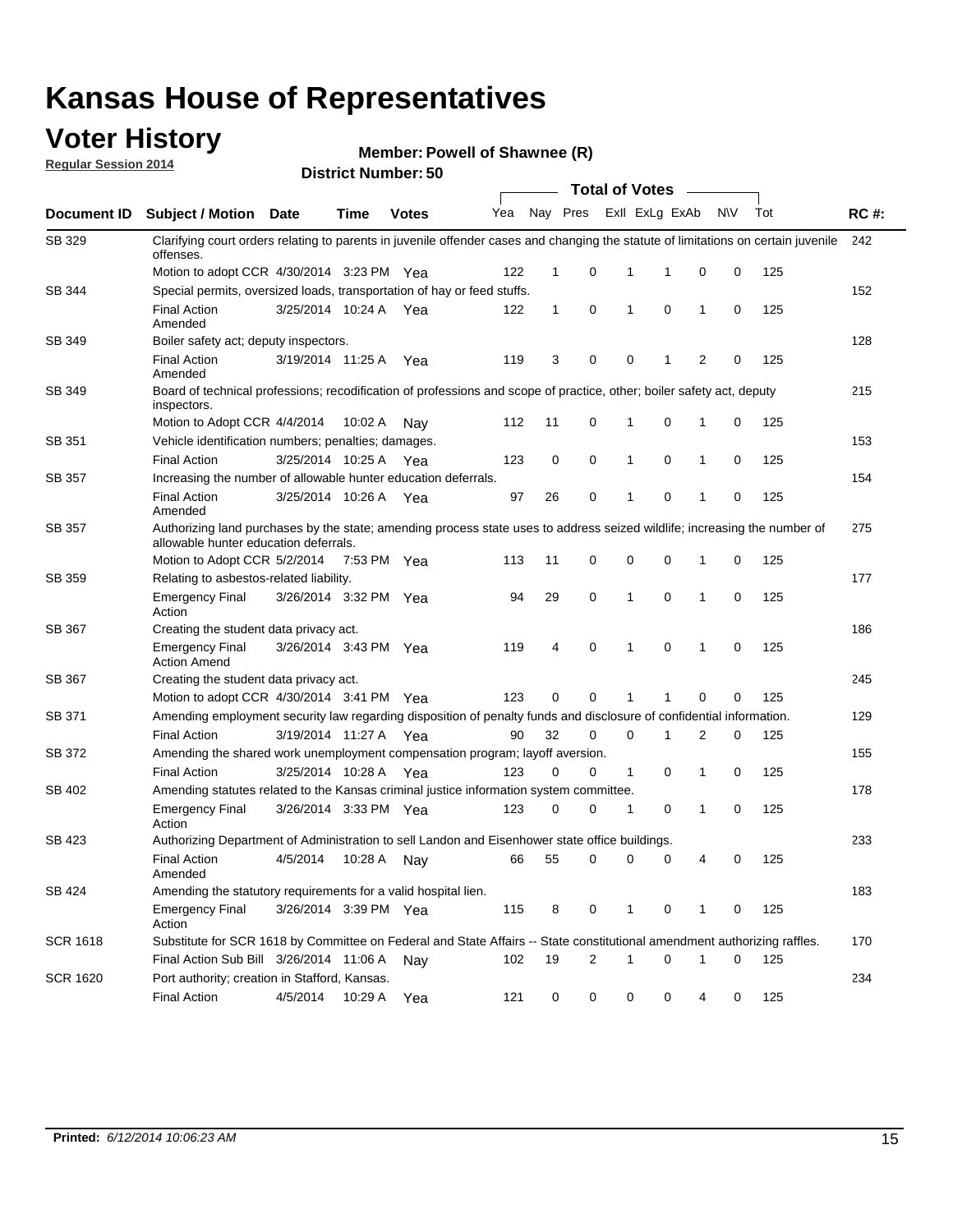# Kansas House of Representatives

## Voter History

**Regular Session 2014**

**Member: Powell of Shawnee (R)**

**District Number: 50**

| Document ID | Subject / Motion | Date | Time | Votes | Yea | Nay | Pres | ExII | ExLg | ExAb | N\V | Tot | RC #: |
|---|---|---|---|---|---|---|---|---|---|---|---|---|---|
| SB 329 | Clarifying court orders relating to parents in juvenile offender cases and changing the statute of limitations on certain juvenile offenses. | | | | | | | | | | | | 242 |
| | Motion to adopt CCR | 4/30/2014 | 3:23 PM | Yea | 122 | 1 | 0 | 1 | 1 | 0 | 0 | 125 | |
| SB 344 | Special permits, oversized loads, transportation of hay or feed stuffs. | | | | | | | | | | | | 152 |
| | Final Action Amended | 3/25/2014 | 10:24 A | Yea | 122 | 1 | 0 | 1 | 0 | 1 | 0 | 125 | |
| SB 349 | Boiler safety act; deputy inspectors. | | | | | | | | | | | | 128 |
| | Final Action Amended | 3/19/2014 | 11:25 A | Yea | 119 | 3 | 0 | 0 | 1 | 2 | 0 | 125 | |
| SB 349 | Board of technical professions; recodification of professions and scope of practice, other; boiler safety act, deputy inspectors. | | | | | | | | | | | | 215 |
| | Motion to Adopt CCR | 4/4/2014 | 10:02 A | Nay | 112 | 11 | 0 | 1 | 0 | 1 | 0 | 125 | |
| SB 351 | Vehicle identification numbers; penalties; damages. | | | | | | | | | | | | 153 |
| | Final Action | 3/25/2014 | 10:25 A | Yea | 123 | 0 | 0 | 1 | 0 | 1 | 0 | 125 | |
| SB 357 | Increasing the number of allowable hunter education deferrals. | | | | | | | | | | | | 154 |
| | Final Action Amended | 3/25/2014 | 10:26 A | Yea | 97 | 26 | 0 | 1 | 0 | 1 | 0 | 125 | |
| SB 357 | Authorizing land purchases by the state; amending process state uses to address seized wildlife; increasing the number of allowable hunter education deferrals. | | | | | | | | | | | | 275 |
| | Motion to Adopt CCR | 5/2/2014 | 7:53 PM | Yea | 113 | 11 | 0 | 0 | 0 | 1 | 0 | 125 | |
| SB 359 | Relating to asbestos-related liability. | | | | | | | | | | | | 177 |
| | Emergency Final Action | 3/26/2014 | 3:32 PM | Yea | 94 | 29 | 0 | 1 | 0 | 1 | 0 | 125 | |
| SB 367 | Creating the student data privacy act. | | | | | | | | | | | | 186 |
| | Emergency Final Action Amend | 3/26/2014 | 3:43 PM | Yea | 119 | 4 | 0 | 1 | 0 | 1 | 0 | 125 | |
| SB 367 | Creating the student data privacy act. | | | | | | | | | | | | 245 |
| | Motion to adopt CCR | 4/30/2014 | 3:41 PM | Yea | 123 | 0 | 0 | 1 | 1 | 0 | 0 | 125 | |
| SB 371 | Amending employment security law regarding disposition of penalty funds and disclosure of confidential information. | | | | | | | | | | | | 129 |
| | Final Action | 3/19/2014 | 11:27 A | Yea | 90 | 32 | 0 | 0 | 1 | 2 | 0 | 125 | |
| SB 372 | Amending the shared work unemployment compensation program; layoff aversion. | | | | | | | | | | | | 155 |
| | Final Action | 3/25/2014 | 10:28 A | Yea | 123 | 0 | 0 | 1 | 0 | 1 | 0 | 125 | |
| SB 402 | Amending statutes related to the Kansas criminal justice information system committee. | | | | | | | | | | | | 178 |
| | Emergency Final Action | 3/26/2014 | 3:33 PM | Yea | 123 | 0 | 0 | 1 | 0 | 1 | 0 | 125 | |
| SB 423 | Authorizing Department of Administration to sell Landon and Eisenhower state office buildings. | | | | | | | | | | | | 233 |
| | Final Action Amended | 4/5/2014 | 10:28 A | Nay | 66 | 55 | 0 | 0 | 0 | 4 | 0 | 125 | |
| SB 424 | Amending the statutory requirements for a valid hospital lien. | | | | | | | | | | | | 183 |
| | Emergency Final Action | 3/26/2014 | 3:39 PM | Yea | 115 | 8 | 0 | 1 | 0 | 1 | 0 | 125 | |
| SCR 1618 | Substitute for SCR 1618 by Committee on Federal and State Affairs -- State constitutional amendment authorizing raffles. | | | | | | | | | | | | 170 |
| | Final Action Sub Bill | 3/26/2014 | 11:06 A | Nay | 102 | 19 | 2 | 1 | 0 | 1 | 0 | 125 | |
| SCR 1620 | Port authority; creation in Stafford, Kansas. | | | | | | | | | | | | 234 |
| | Final Action | 4/5/2014 | 10:29 A | Yea | 121 | 0 | 0 | 0 | 0 | 4 | 0 | 125 | |

**Printed:** *6/12/2014 10:06:23 AM*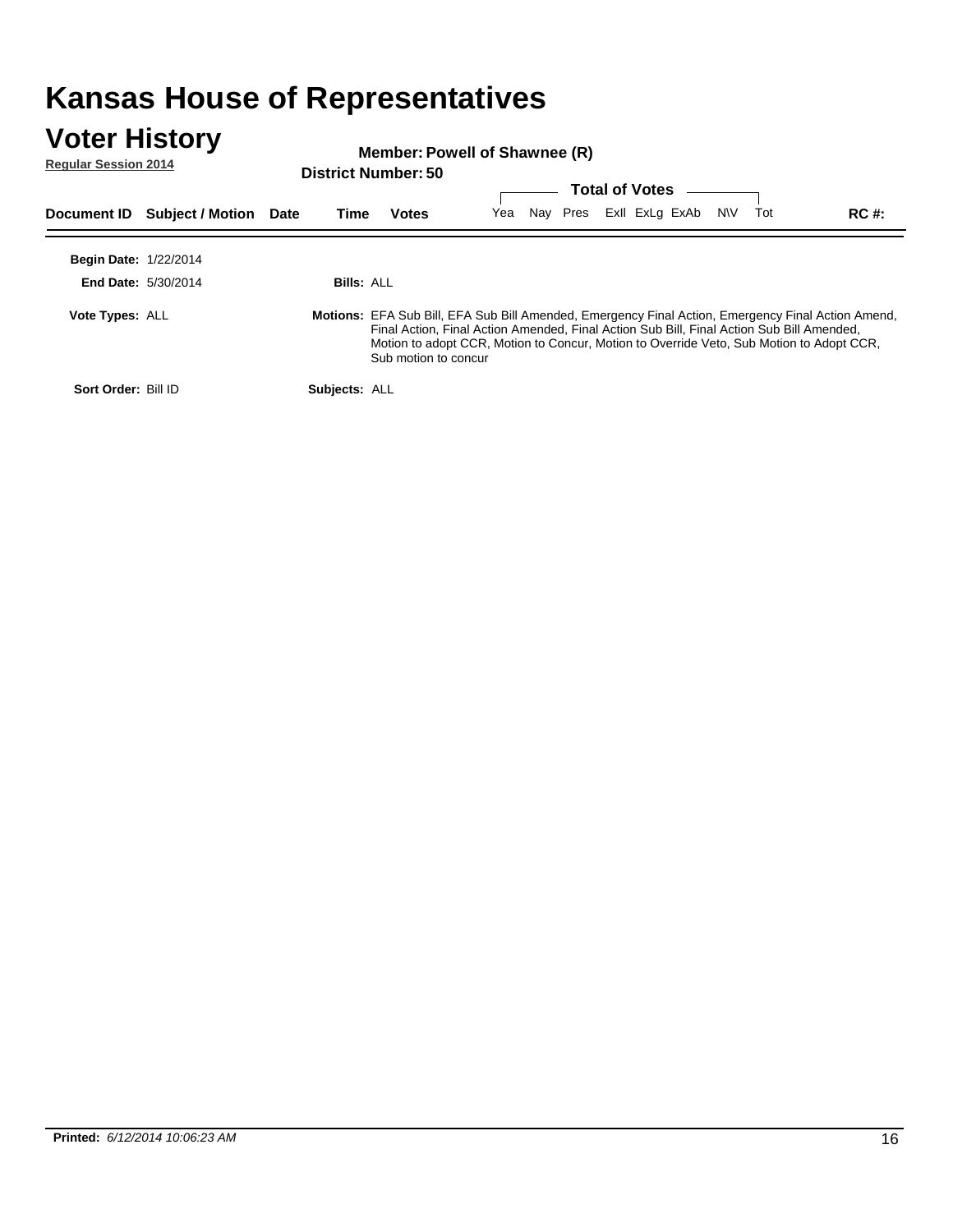# Kansas House of Representatives

## Voter History

Regular Session 2014

**Member: Powell of Shawnee (R)**

**District Number: 50**

| Document ID | Subject / Motion | Date | Time | Votes | Yea | Nay | Pres | ExII | ExLg | ExAb | N\V | Tot | RC #: |
|---|---|---|---|---|---|---|---|---|---|---|---|---|---|

(Yea through Tot grouped under: **Total of Votes**)

**Begin Date:** 1/22/2014

**End Date:** 5/30/2014

**Bills:** ALL

**Vote Types:** ALL

**Motions:** EFA Sub Bill, EFA Sub Bill Amended, Emergency Final Action, Emergency Final Action Amend, Final Action, Final Action Amended, Final Action Sub Bill, Final Action Sub Bill Amended, Motion to adopt CCR, Motion to Concur, Motion to Override Veto, Sub Motion to Adopt CCR, Sub motion to concur

**Sort Order:** Bill ID

**Subjects:** ALL

**Printed:** *6/12/2014 10:06:23 AM*